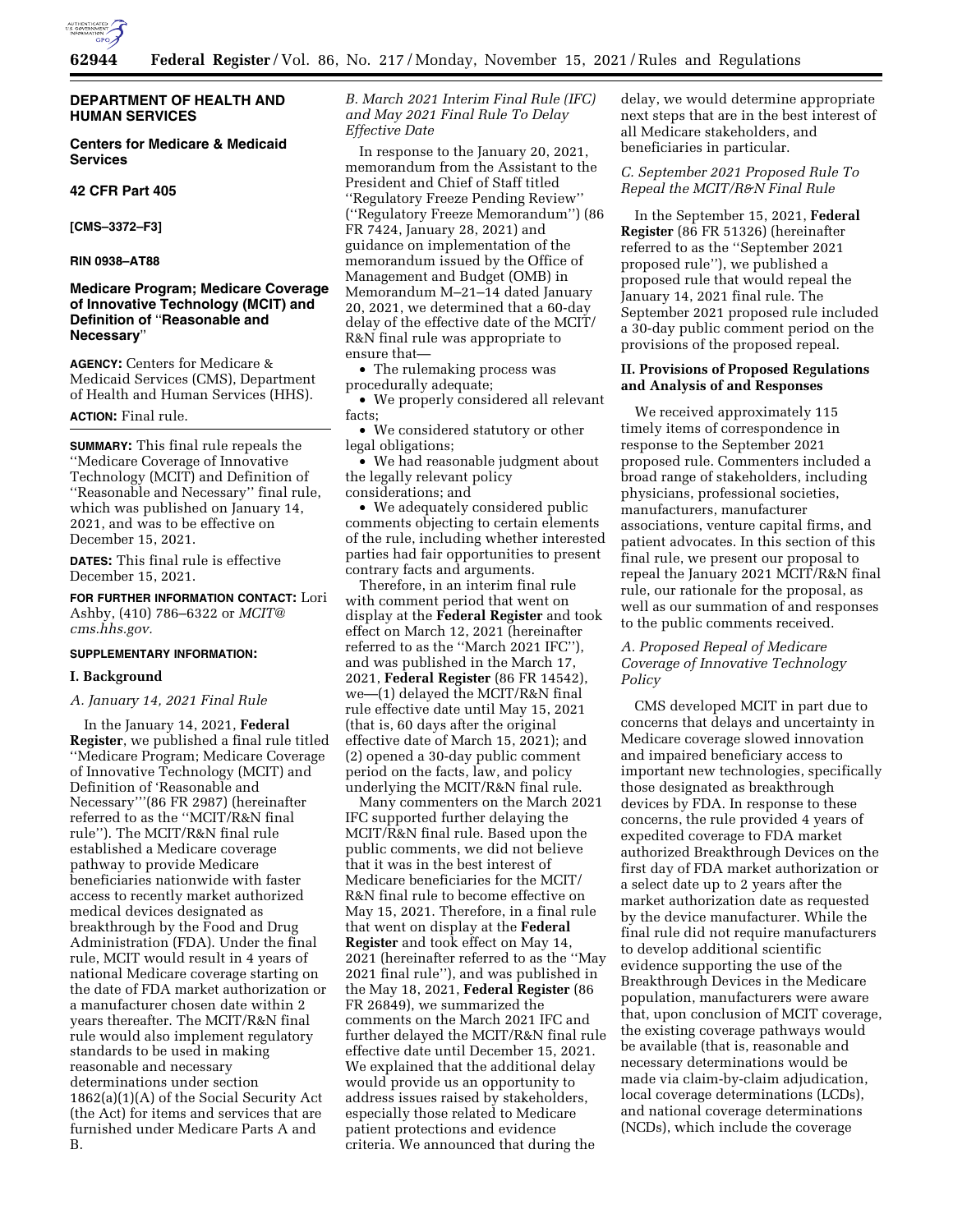**DEPARTMENT OF HEALTH AND HUMAN SERVICES**

**Centers for Medicare & Medicaid Services**

**42 CFR Part 405**

**[CMS–3372–F3]**

**RIN 0938–AT88**

# Medicare Program; Medicare Coverage of Innovative Technology (MCIT) and Definition of ''Reasonable and Necessary''

**AGENCY:** Centers for Medicare & Medicaid Services (CMS), Department of Health and Human Services (HHS).

**ACTION:** Final rule.

**SUMMARY:** This final rule repeals the ''Medicare Coverage of Innovative Technology (MCIT) and Definition of ''Reasonable and Necessary'' final rule, which was published on January 14, 2021, and was to be effective on December 15, 2021.

**DATES:** This final rule is effective December 15, 2021.

**FOR FURTHER INFORMATION CONTACT:** Lori Ashby, (410) 786–6322 or *MCIT@cms.hhs.gov.*

**SUPPLEMENTARY INFORMATION:**

## I. Background

### *A. January 14, 2021 Final Rule*

In the January 14, 2021, **Federal Register**, we published a final rule titled ''Medicare Program; Medicare Coverage of Innovative Technology (MCIT) and Definition of 'Reasonable and Necessary''' (86 FR 2987) (hereinafter referred to as the ''MCIT/R&N final rule''). The MCIT/R&N final rule established a Medicare coverage pathway to provide Medicare beneficiaries nationwide with faster access to recently market authorized medical devices designated as breakthrough by the Food and Drug Administration (FDA). Under the final rule, MCIT would result in 4 years of national Medicare coverage starting on the date of FDA market authorization or a manufacturer chosen date within 2 years thereafter. The MCIT/R&N final rule would also implement regulatory standards to be used in making reasonable and necessary determinations under section 1862(a)(1)(A) of the Social Security Act (the Act) for items and services that are furnished under Medicare Parts A and B.

### *B. March 2021 Interim Final Rule (IFC) and May 2021 Final Rule To Delay Effective Date*

In response to the January 20, 2021, memorandum from the Assistant to the President and Chief of Staff titled ''Regulatory Freeze Pending Review'' (''Regulatory Freeze Memorandum'') (86 FR 7424, January 28, 2021) and guidance on implementation of the memorandum issued by the Office of Management and Budget (OMB) in Memorandum M–21–14 dated January 20, 2021, we determined that a 60-day delay of the effective date of the MCIT/R&N final rule was appropriate to ensure that—

- The rulemaking process was procedurally adequate;
- We properly considered all relevant facts;
- We considered statutory or other legal obligations;
- We had reasonable judgment about the legally relevant policy considerations; and
- We adequately considered public comments objecting to certain elements of the rule, including whether interested parties had fair opportunities to present contrary facts and arguments.

Therefore, in an interim final rule with comment period that went on display at the **Federal Register** and took effect on March 12, 2021 (hereinafter referred to as the ''March 2021 IFC''), and was published in the March 17, 2021, **Federal Register** (86 FR 14542), we—(1) delayed the MCIT/R&N final rule effective date until May 15, 2021 (that is, 60 days after the original effective date of March 15, 2021); and (2) opened a 30-day public comment period on the facts, law, and policy underlying the MCIT/R&N final rule.

Many commenters on the March 2021 IFC supported further delaying the MCIT/R&N final rule. Based upon the public comments, we did not believe that it was in the best interest of Medicare beneficiaries for the MCIT/R&N final rule to become effective on May 15, 2021. Therefore, in a final rule that went on display at the **Federal Register** and took effect on May 14, 2021 (hereinafter referred to as the ''May 2021 final rule''), and was published in the May 18, 2021, **Federal Register** (86 FR 26849), we summarized the comments on the March 2021 IFC and further delayed the MCIT/R&N final rule effective date until December 15, 2021. We explained that the additional delay would provide us an opportunity to address issues raised by stakeholders, especially those related to Medicare patient protections and evidence criteria. We announced that during the delay, we would determine appropriate next steps that are in the best interest of all Medicare stakeholders, and beneficiaries in particular.

### *C. September 2021 Proposed Rule To Repeal the MCIT/R&N Final Rule*

In the September 15, 2021, **Federal Register** (86 FR 51326) (hereinafter referred to as the ''September 2021 proposed rule''), we published a proposed rule that would repeal the January 14, 2021 final rule. The September 2021 proposed rule included a 30-day public comment period on the provisions of the proposed repeal.

## II. Provisions of Proposed Regulations and Analysis of and Responses

We received approximately 115 timely items of correspondence in response to the September 2021 proposed rule. Commenters included a broad range of stakeholders, including physicians, professional societies, manufacturers, manufacturer associations, venture capital firms, and patient advocates. In this section of this final rule, we present our proposal to repeal the January 2021 MCIT/R&N final rule, our rationale for the proposal, as well as our summation of and responses to the public comments received.

### *A. Proposed Repeal of Medicare Coverage of Innovative Technology Policy*

CMS developed MCIT in part due to concerns that delays and uncertainty in Medicare coverage slowed innovation and impaired beneficiary access to important new technologies, specifically those designated as breakthrough devices by FDA. In response to these concerns, the rule provided 4 years of expedited coverage to FDA market authorized Breakthrough Devices on the first day of FDA market authorization or a select date up to 2 years after the market authorization date as requested by the device manufacturer. While the final rule did not require manufacturers to develop additional scientific evidence supporting the use of the Breakthrough Devices in the Medicare population, manufacturers were aware that, upon conclusion of MCIT coverage, the existing coverage pathways would be available (that is, reasonable and necessary determinations would be made via claim-by-claim adjudication, local coverage determinations (LCDs), and national coverage determinations (NCDs), which include the coverage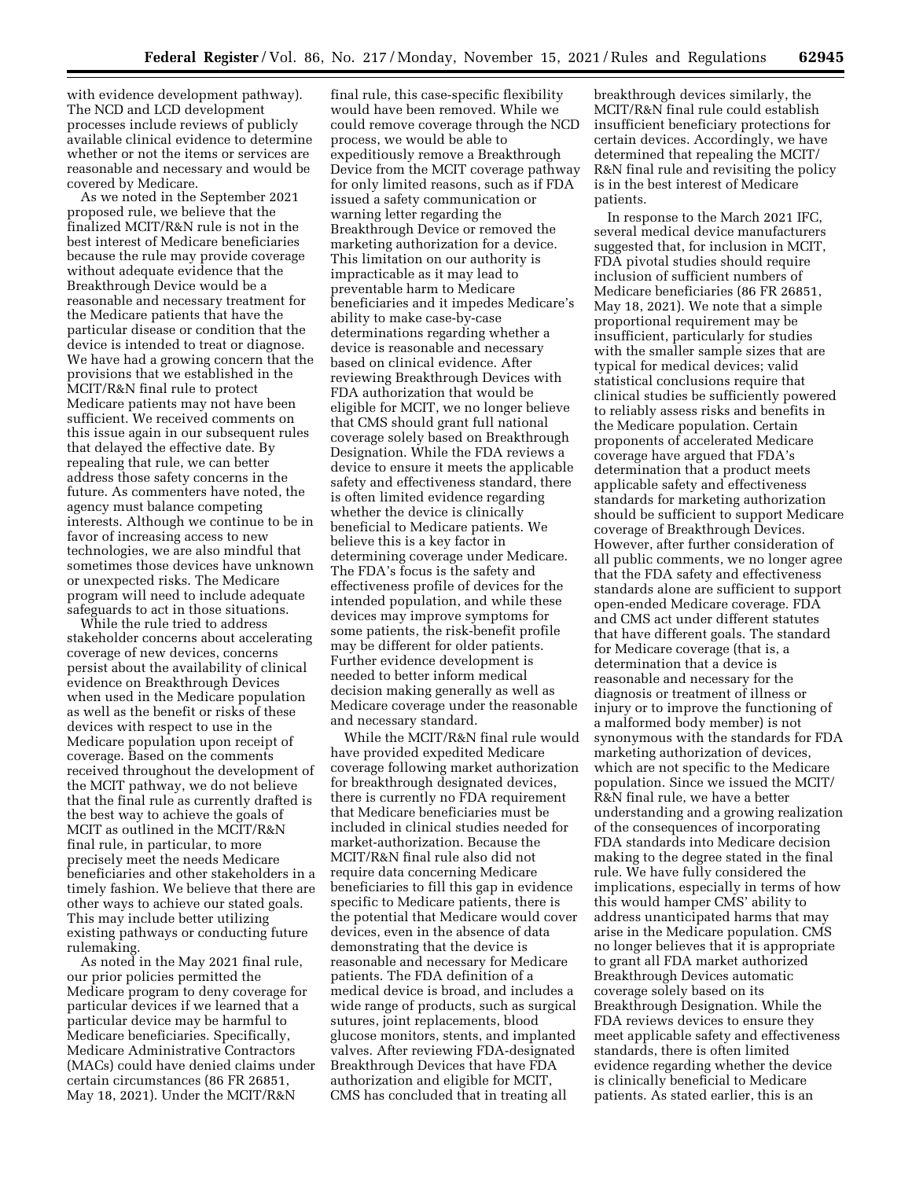with evidence development pathway). The NCD and LCD development processes include reviews of publicly available clinical evidence to determine whether or not the items or services are reasonable and necessary and would be covered by Medicare.

As we noted in the September 2021 proposed rule, we believe that the finalized MCIT/R&N rule is not in the best interest of Medicare beneficiaries because the rule may provide coverage without adequate evidence that the Breakthrough Device would be a reasonable and necessary treatment for the Medicare patients that have the particular disease or condition that the device is intended to treat or diagnose. We have had a growing concern that the provisions that we established in the MCIT/R&N final rule to protect Medicare patients may not have been sufficient. We received comments on this issue again in our subsequent rules that delayed the effective date. By repealing that rule, we can better address those safety concerns in the future. As commenters have noted, the agency must balance competing interests. Although we continue to be in favor of increasing access to new technologies, we are also mindful that sometimes those devices have unknown or unexpected risks. The Medicare program will need to include adequate safeguards to act in those situations.

While the rule tried to address stakeholder concerns about accelerating coverage of new devices, concerns persist about the availability of clinical evidence on Breakthrough Devices when used in the Medicare population as well as the benefit or risks of these devices with respect to use in the Medicare population upon receipt of coverage. Based on the comments received throughout the development of the MCIT pathway, we do not believe that the final rule as currently drafted is the best way to achieve the goals of MCIT as outlined in the MCIT/R&N final rule, in particular, to more precisely meet the needs Medicare beneficiaries and other stakeholders in a timely fashion. We believe that there are other ways to achieve our stated goals. This may include better utilizing existing pathways or conducting future rulemaking.

As noted in the May 2021 final rule, our prior policies permitted the Medicare program to deny coverage for particular devices if we learned that a particular device may be harmful to Medicare beneficiaries. Specifically, Medicare Administrative Contractors (MACs) could have denied claims under certain circumstances (86 FR 26851, May 18, 2021). Under the MCIT/R&N final rule, this case-specific flexibility would have been removed. While we could remove coverage through the NCD process, we would be able to expeditiously remove a Breakthrough Device from the MCIT coverage pathway for only limited reasons, such as if FDA issued a safety communication or warning letter regarding the Breakthrough Device or removed the marketing authorization for a device. This limitation on our authority is impracticable as it may lead to preventable harm to Medicare beneficiaries and it impedes Medicare's ability to make case-by-case determinations regarding whether a device is reasonable and necessary based on clinical evidence. After reviewing Breakthrough Devices with FDA authorization that would be eligible for MCIT, we no longer believe that CMS should grant full national coverage solely based on Breakthrough Designation. While the FDA reviews a device to ensure it meets the applicable safety and effectiveness standard, there is often limited evidence regarding whether the device is clinically beneficial to Medicare patients. We believe this is a key factor in determining coverage under Medicare. The FDA's focus is the safety and effectiveness profile of devices for the intended population, and while these devices may improve symptoms for some patients, the risk-benefit profile may be different for older patients. Further evidence development is needed to better inform medical decision making generally as well as Medicare coverage under the reasonable and necessary standard.

While the MCIT/R&N final rule would have provided expedited Medicare coverage following market authorization for breakthrough designated devices, there is currently no FDA requirement that Medicare beneficiaries must be included in clinical studies needed for market-authorization. Because the MCIT/R&N final rule also did not require data concerning Medicare beneficiaries to fill this gap in evidence specific to Medicare patients, there is the potential that Medicare would cover devices, even in the absence of data demonstrating that the device is reasonable and necessary for Medicare patients. The FDA definition of a medical device is broad, and includes a wide range of products, such as surgical sutures, joint replacements, blood glucose monitors, stents, and implanted valves. After reviewing FDA-designated Breakthrough Devices that have FDA authorization and eligible for MCIT, CMS has concluded that in treating all breakthrough devices similarly, the MCIT/R&N final rule could establish insufficient beneficiary protections for certain devices. Accordingly, we have determined that repealing the MCIT/R&N final rule and revisiting the policy is in the best interest of Medicare patients.

In response to the March 2021 IFC, several medical device manufacturers suggested that, for inclusion in MCIT, FDA pivotal studies should require inclusion of sufficient numbers of Medicare beneficiaries (86 FR 26851, May 18, 2021). We note that a simple proportional requirement may be insufficient, particularly for studies with the smaller sample sizes that are typical for medical devices; valid statistical conclusions require that clinical studies be sufficiently powered to reliably assess risks and benefits in the Medicare population. Certain proponents of accelerated Medicare coverage have argued that FDA's determination that a product meets applicable safety and effectiveness standards for marketing authorization should be sufficient to support Medicare coverage of Breakthrough Devices. However, after further consideration of all public comments, we no longer agree that the FDA safety and effectiveness standards alone are sufficient to support open-ended Medicare coverage. FDA and CMS act under different statutes that have different goals. The standard for Medicare coverage (that is, a determination that a device is reasonable and necessary for the diagnosis or treatment of illness or injury or to improve the functioning of a malformed body member) is not synonymous with the standards for FDA marketing authorization of devices, which are not specific to the Medicare population. Since we issued the MCIT/R&N final rule, we have a better understanding and a growing realization of the consequences of incorporating FDA standards into Medicare decision making to the degree stated in the final rule. We have fully considered the implications, especially in terms of how this would hamper CMS' ability to address unanticipated harms that may arise in the Medicare population. CMS no longer believes that it is appropriate to grant all FDA market authorized Breakthrough Devices automatic coverage solely based on its Breakthrough Designation. While the FDA reviews devices to ensure they meet applicable safety and effectiveness standards, there is often limited evidence regarding whether the device is clinically beneficial to Medicare patients. As stated earlier, this is an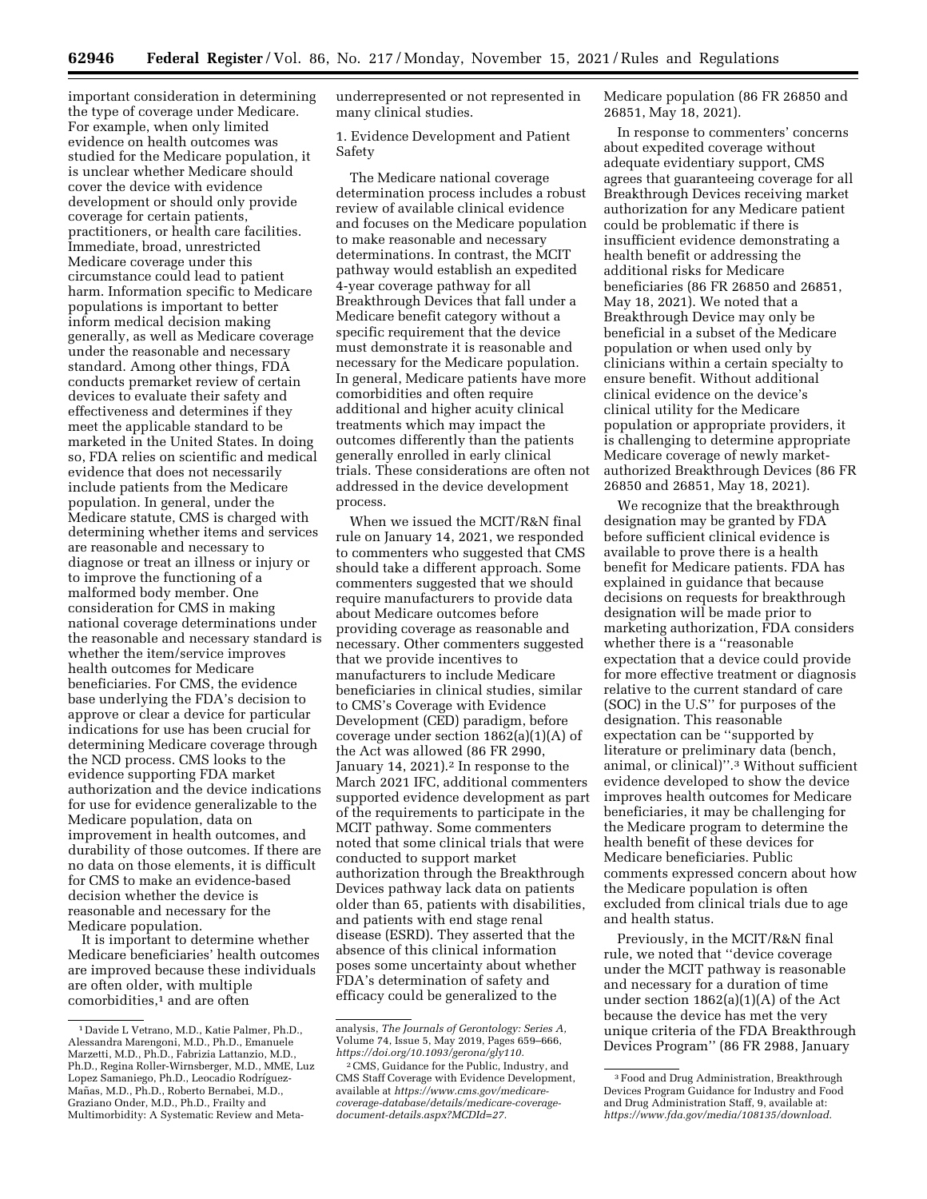important consideration in determining the type of coverage under Medicare. For example, when only limited evidence on health outcomes was studied for the Medicare population, it is unclear whether Medicare should cover the device with evidence development or should only provide coverage for certain patients, practitioners, or health care facilities. Immediate, broad, unrestricted Medicare coverage under this circumstance could lead to patient harm. Information specific to Medicare populations is important to better inform medical decision making generally, as well as Medicare coverage under the reasonable and necessary standard. Among other things, FDA conducts premarket review of certain devices to evaluate their safety and effectiveness and determines if they meet the applicable standard to be marketed in the United States. In doing so, FDA relies on scientific and medical evidence that does not necessarily include patients from the Medicare population. In general, under the Medicare statute, CMS is charged with determining whether items and services are reasonable and necessary to diagnose or treat an illness or injury or to improve the functioning of a malformed body member. One consideration for CMS in making national coverage determinations under the reasonable and necessary standard is whether the item/service improves health outcomes for Medicare beneficiaries. For CMS, the evidence base underlying the FDA's decision to approve or clear a device for particular indications for use has been crucial for determining Medicare coverage through the NCD process. CMS looks to the evidence supporting FDA market authorization and the device indications for use for evidence generalizable to the Medicare population, data on improvement in health outcomes, and durability of those outcomes. If there are no data on those elements, it is difficult for CMS to make an evidence-based decision whether the device is reasonable and necessary for the Medicare population.

It is important to determine whether Medicare beneficiaries' health outcomes are improved because these individuals are often older, with multiple comorbidities,[1] and are often underrepresented or not represented in many clinical studies.

1. Evidence Development and Patient Safety

The Medicare national coverage determination process includes a robust review of available clinical evidence and focuses on the Medicare population to make reasonable and necessary determinations. In contrast, the MCIT pathway would establish an expedited 4-year coverage pathway for all Breakthrough Devices that fall under a Medicare benefit category without a specific requirement that the device must demonstrate it is reasonable and necessary for the Medicare population. In general, Medicare patients have more comorbidities and often require additional and higher acuity clinical treatments which may impact the outcomes differently than the patients generally enrolled in early clinical trials. These considerations are often not addressed in the device development process.

When we issued the MCIT/R&N final rule on January 14, 2021, we responded to commenters who suggested that CMS should take a different approach. Some commenters suggested that we should require manufacturers to provide data about Medicare outcomes before providing coverage as reasonable and necessary. Other commenters suggested that we provide incentives to manufacturers to include Medicare beneficiaries in clinical studies, similar to CMS's Coverage with Evidence Development (CED) paradigm, before coverage under section 1862(a)(1)(A) of the Act was allowed (86 FR 2990, January 14, 2021).[2] In response to the March 2021 IFC, additional commenters supported evidence development as part of the requirements to participate in the MCIT pathway. Some commenters noted that some clinical trials that were conducted to support market authorization through the Breakthrough Devices pathway lack data on patients older than 65, patients with disabilities, and patients with end stage renal disease (ESRD). They asserted that the absence of this clinical information poses some uncertainty about whether FDA's determination of safety and efficacy could be generalized to the Medicare population (86 FR 26850 and 26851, May 18, 2021).

In response to commenters' concerns about expedited coverage without adequate evidentiary support, CMS agrees that guaranteeing coverage for all Breakthrough Devices receiving market authorization for any Medicare patient could be problematic if there is insufficient evidence demonstrating a health benefit or addressing the additional risks for Medicare beneficiaries (86 FR 26850 and 26851, May 18, 2021). We noted that a Breakthrough Device may only be beneficial in a subset of the Medicare population or when used only by clinicians within a certain specialty to ensure benefit. Without additional clinical evidence on the device's clinical utility for the Medicare population or appropriate providers, it is challenging to determine appropriate Medicare coverage of newly market-authorized Breakthrough Devices (86 FR 26850 and 26851, May 18, 2021).

We recognize that the breakthrough designation may be granted by FDA before sufficient clinical evidence is available to prove there is a health benefit for Medicare patients. FDA has explained in guidance that because decisions on requests for breakthrough designation will be made prior to marketing authorization, FDA considers whether there is a "reasonable expectation that a device could provide for more effective treatment or diagnosis relative to the current standard of care (SOC) in the U.S" for purposes of the designation. This reasonable expectation can be "supported by literature or preliminary data (bench, animal, or clinical)".[3] Without sufficient evidence developed to show the device improves health outcomes for Medicare beneficiaries, it may be challenging for the Medicare program to determine the health benefit of these devices for Medicare beneficiaries. Public comments expressed concern about how the Medicare population is often excluded from clinical trials due to age and health status.

Previously, in the MCIT/R&N final rule, we noted that "device coverage under the MCIT pathway is reasonable and necessary for a duration of time under section 1862(a)(1)(A) of the Act because the device has met the very unique criteria of the FDA Breakthrough Devices Program" (86 FR 2988, January

[1] Davide L Vetrano, M.D., Katie Palmer, Ph.D., Alessandra Marengoni, M.D., Ph.D., Emanuele Marzetti, M.D., Ph.D., Fabrizia Lattanzio, M.D., Ph.D., Regina Roller-Wirnsberger, M.D., MME, Luz Lopez Samaniego, Ph.D., Leocadio Rodríguez-Mañas, M.D., Ph.D., Roberto Bernabei, M.D., Graziano Onder, M.D., Ph.D., Frailty and Multimorbidity: A Systematic Review and Meta-analysis, *The Journals of Gerontology: Series A*, Volume 74, Issue 5, May 2019, Pages 659–666, *https://doi.org/10.1093/gerona/gly110.*

[2] CMS, Guidance for the Public, Industry, and CMS Staff Coverage with Evidence Development, available at *https://www.cms.gov/medicare-coverage-database/details/medicare-coverage-document-details.aspx?MCDId=27.*

[3] Food and Drug Administration, Breakthrough Devices Program Guidance for Industry and Food and Drug Administration Staff, 9, available at: *https://www.fda.gov/media/108135/download.*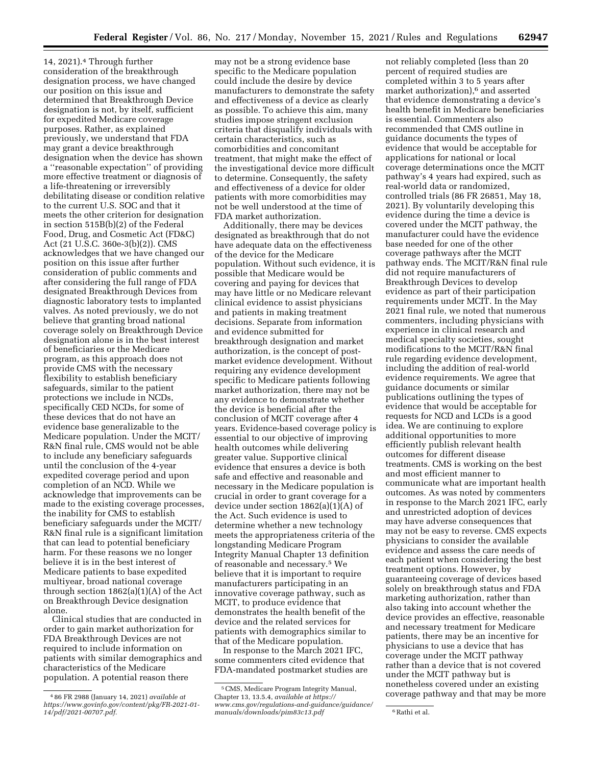14, 2021).[4] Through further consideration of the breakthrough designation process, we have changed our position on this issue and determined that Breakthrough Device designation is not, by itself, sufficient for expedited Medicare coverage purposes. Rather, as explained previously, we understand that FDA may grant a device breakthrough designation when the device has shown a ''reasonable expectation'' of providing more effective treatment or diagnosis of a life-threatening or irreversibly debilitating disease or condition relative to the current U.S. SOC and that it meets the other criterion for designation in section 515B(b)(2) of the Federal Food, Drug, and Cosmetic Act (FD&C) Act (21 U.S.C. 360e-3(b)(2)). CMS acknowledges that we have changed our position on this issue after further consideration of public comments and after considering the full range of FDA designated Breakthrough Devices from diagnostic laboratory tests to implanted valves. As noted previously, we do not believe that granting broad national coverage solely on Breakthrough Device designation alone is in the best interest of beneficiaries or the Medicare program, as this approach does not provide CMS with the necessary flexibility to establish beneficiary safeguards, similar to the patient protections we include in NCDs, specifically CED NCDs, for some of these devices that do not have an evidence base generalizable to the Medicare population. Under the MCIT/R&N final rule, CMS would not be able to include any beneficiary safeguards until the conclusion of the 4-year expedited coverage period and upon completion of an NCD. While we acknowledge that improvements can be made to the existing coverage processes, the inability for CMS to establish beneficiary safeguards under the MCIT/R&N final rule is a significant limitation that can lead to potential beneficiary harm. For these reasons we no longer believe it is in the best interest of Medicare patients to base expedited multiyear, broad national coverage through section 1862(a)(1)(A) of the Act on Breakthrough Device designation alone.

Clinical studies that are conducted in order to gain market authorization for FDA Breakthrough Devices are not required to include information on patients with similar demographics and characteristics of the Medicare population. A potential reason there may not be a strong evidence base specific to the Medicare population could include the desire by device manufacturers to demonstrate the safety and effectiveness of a device as clearly as possible. To achieve this aim, many studies impose stringent exclusion criteria that disqualify individuals with certain characteristics, such as comorbidities and concomitant treatment, that might make the effect of the investigational device more difficult to determine. Consequently, the safety and effectiveness of a device for older patients with more comorbidities may not be well understood at the time of FDA market authorization.

Additionally, there may be devices designated as breakthrough that do not have adequate data on the effectiveness of the device for the Medicare population. Without such evidence, it is possible that Medicare would be covering and paying for devices that may have little or no Medicare relevant clinical evidence to assist physicians and patients in making treatment decisions. Separate from information and evidence submitted for breakthrough designation and market authorization, is the concept of post-market evidence development. Without requiring any evidence development specific to Medicare patients following market authorization, there may not be any evidence to demonstrate whether the device is beneficial after the conclusion of MCIT coverage after 4 years. Evidence-based coverage policy is essential to our objective of improving health outcomes while delivering greater value. Supportive clinical evidence that ensures a device is both safe and effective and reasonable and necessary in the Medicare population is crucial in order to grant coverage for a device under section 1862(a)(1)(A) of the Act. Such evidence is used to determine whether a new technology meets the appropriateness criteria of the longstanding Medicare Program Integrity Manual Chapter 13 definition of reasonable and necessary.[5] We believe that it is important to require manufacturers participating in an innovative coverage pathway, such as MCIT, to produce evidence that demonstrates the health benefit of the device and the related services for patients with demographics similar to that of the Medicare population.

In response to the March 2021 IFC, some commenters cited evidence that FDA-mandated postmarket studies are not reliably completed (less than 20 percent of required studies are completed within 3 to 5 years after market authorization),[6] and asserted that evidence demonstrating a device's health benefit in Medicare beneficiaries is essential. Commenters also recommended that CMS outline in guidance documents the types of evidence that would be acceptable for applications for national or local coverage determinations once the MCIT pathway's 4 years had expired, such as real-world data or randomized, controlled trials (86 FR 26851, May 18, 2021). By voluntarily developing this evidence during the time a device is covered under the MCIT pathway, the manufacturer could have the evidence base needed for one of the other coverage pathways after the MCIT pathway ends. The MCIT/R&N final rule did not require manufacturers of Breakthrough Devices to develop evidence as part of their participation requirements under MCIT. In the May 2021 final rule, we noted that numerous commenters, including physicians with experience in clinical research and medical specialty societies, sought modifications to the MCIT/R&N final rule regarding evidence development, including the addition of real-world evidence requirements. We agree that guidance documents or similar publications outlining the types of evidence that would be acceptable for requests for NCD and LCDs is a good idea. We are continuing to explore additional opportunities to more efficiently publish relevant health outcomes for different disease treatments. CMS is working on the best and most efficient manner to communicate what are important health outcomes. As was noted by commenters in response to the March 2021 IFC, early and unrestricted adoption of devices may have adverse consequences that may not be easy to reverse. CMS expects physicians to consider the available evidence and assess the care needs of each patient when considering the best treatment options. However, by guaranteeing coverage of devices based solely on breakthrough status and FDA marketing authorization, rather than also taking into account whether the device provides an effective, reasonable and necessary treatment for Medicare patients, there may be an incentive for physicians to use a device that has coverage under the MCIT pathway rather than a device that is not covered under the MCIT pathway but is nonetheless covered under an existing coverage pathway and that may be more

---

[4] 86 FR 2988 (January 14, 2021) *available at https://www.govinfo.gov/content/pkg/FR-2021-01-14/pdf/2021-00707.pdf*.

[5] CMS, Medicare Program Integrity Manual, Chapter 13, 13.5.4, *available at https://www.cms.gov/regulations-and-guidance/guidance/manuals/downloads/pim83c13.pdf*

[6] Rathi et al.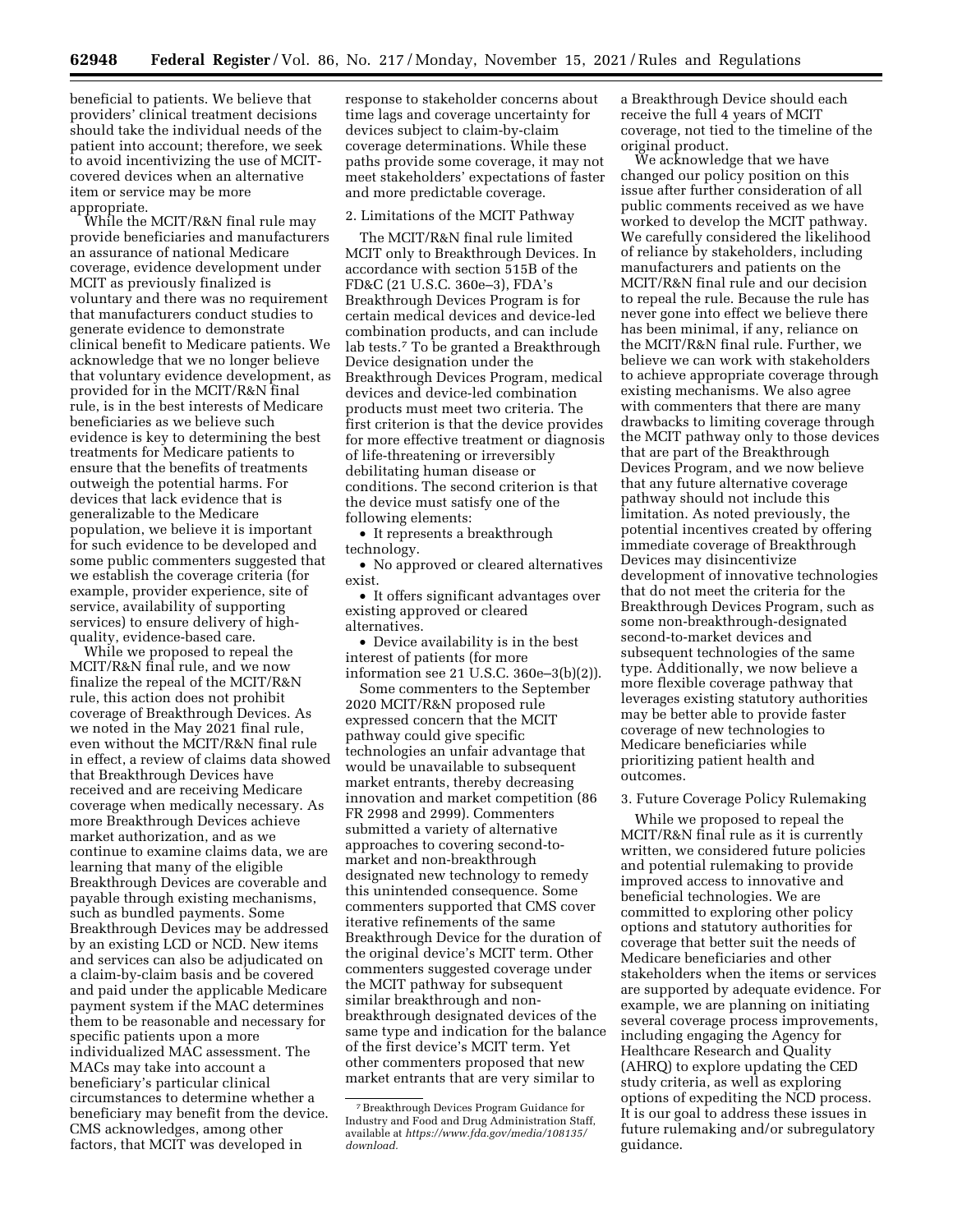beneficial to patients. We believe that providers' clinical treatment decisions should take the individual needs of the patient into account; therefore, we seek to avoid incentivizing the use of MCIT-covered devices when an alternative item or service may be more appropriate.

While the MCIT/R&N final rule may provide beneficiaries and manufacturers an assurance of national Medicare coverage, evidence development under MCIT as previously finalized is voluntary and there was no requirement that manufacturers conduct studies to generate evidence to demonstrate clinical benefit to Medicare patients. We acknowledge that we no longer believe that voluntary evidence development, as provided for in the MCIT/R&N final rule, is in the best interests of Medicare beneficiaries as we believe such evidence is key to determining the best treatments for Medicare patients to ensure that the benefits of treatments outweigh the potential harms. For devices that lack evidence that is generalizable to the Medicare population, we believe it is important for such evidence to be developed and some public commenters suggested that we establish the coverage criteria (for example, provider experience, site of service, availability of supporting services) to ensure delivery of high-quality, evidence-based care.

While we proposed to repeal the MCIT/R&N final rule, and we now finalize the repeal of the MCIT/R&N rule, this action does not prohibit coverage of Breakthrough Devices. As we noted in the May 2021 final rule, even without the MCIT/R&N final rule in effect, a review of claims data showed that Breakthrough Devices have received and are receiving Medicare coverage when medically necessary. As more Breakthrough Devices achieve market authorization, and as we continue to examine claims data, we are learning that many of the eligible Breakthrough Devices are coverable and payable through existing mechanisms, such as bundled payments. Some Breakthrough Devices may be addressed by an existing LCD or NCD. New items and services can also be adjudicated on a claim-by-claim basis and be covered and paid under the applicable Medicare payment system if the MAC determines them to be reasonable and necessary for specific patients upon a more individualized MAC assessment. The MACs may take into account a beneficiary's particular clinical circumstances to determine whether a beneficiary may benefit from the device. CMS acknowledges, among other factors, that MCIT was developed in response to stakeholder concerns about time lags and coverage uncertainty for devices subject to claim-by-claim coverage determinations. While these paths provide some coverage, it may not meet stakeholders' expectations of faster and more predictable coverage.

2. Limitations of the MCIT Pathway

The MCIT/R&N final rule limited MCIT only to Breakthrough Devices. In accordance with section 515B of the FD&C (21 U.S.C. 360e–3), FDA's Breakthrough Devices Program is for certain medical devices and device-led combination products, and can include lab tests.[7] To be granted a Breakthrough Device designation under the Breakthrough Devices Program, medical devices and device-led combination products must meet two criteria. The first criterion is that the device provides for more effective treatment or diagnosis of life-threatening or irreversibly debilitating human disease or conditions. The second criterion is that the device must satisfy one of the following elements:

- It represents a breakthrough technology.
- No approved or cleared alternatives exist.
- It offers significant advantages over existing approved or cleared alternatives.
- Device availability is in the best interest of patients (for more information see 21 U.S.C. 360e–3(b)(2)).

Some commenters to the September 2020 MCIT/R&N proposed rule expressed concern that the MCIT pathway could give specific technologies an unfair advantage that would be unavailable to subsequent market entrants, thereby decreasing innovation and market competition (86 FR 2998 and 2999). Commenters submitted a variety of alternative approaches to covering second-to-market and non-breakthrough designated new technology to remedy this unintended consequence. Some commenters supported that CMS cover iterative refinements of the same Breakthrough Device for the duration of the original device's MCIT term. Other commenters suggested coverage under the MCIT pathway for subsequent similar breakthrough and non-breakthrough designated devices of the same type and indication for the balance of the first device's MCIT term. Yet other commenters proposed that new market entrants that are very similar to a Breakthrough Device should each receive the full 4 years of MCIT coverage, not tied to the timeline of the original product.

We acknowledge that we have changed our policy position on this issue after further consideration of all public comments received as we have worked to develop the MCIT pathway. We carefully considered the likelihood of reliance by stakeholders, including manufacturers and patients on the MCIT/R&N final rule and our decision to repeal the rule. Because the rule has never gone into effect we believe there has been minimal, if any, reliance on the MCIT/R&N final rule. Further, we believe we can work with stakeholders to achieve appropriate coverage through existing mechanisms. We also agree with commenters that there are many drawbacks to limiting coverage through the MCIT pathway only to those devices that are part of the Breakthrough Devices Program, and we now believe that any future alternative coverage pathway should not include this limitation. As noted previously, the potential incentives created by offering immediate coverage of Breakthrough Devices may disincentivize development of innovative technologies that do not meet the criteria for the Breakthrough Devices Program, such as some non-breakthrough-designated second-to-market devices and subsequent technologies of the same type. Additionally, we now believe a more flexible coverage pathway that leverages existing statutory authorities may be better able to provide faster coverage of new technologies to Medicare beneficiaries while prioritizing patient health and outcomes.

3. Future Coverage Policy Rulemaking

While we proposed to repeal the MCIT/R&N final rule as it is currently written, we considered future policies and potential rulemaking to provide improved access to innovative and beneficial technologies. We are committed to exploring other policy options and statutory authorities for coverage that better suit the needs of Medicare beneficiaries and other stakeholders when the items or services are supported by adequate evidence. For example, we are planning on initiating several coverage process improvements, including engaging the Agency for Healthcare Research and Quality (AHRQ) to explore updating the CED study criteria, as well as exploring options of expediting the NCD process. It is our goal to address these issues in future rulemaking and/or subregulatory guidance.

[7] Breakthrough Devices Program Guidance for Industry and Food and Drug Administration Staff, available at *https://www.fda.gov/media/108135/download.*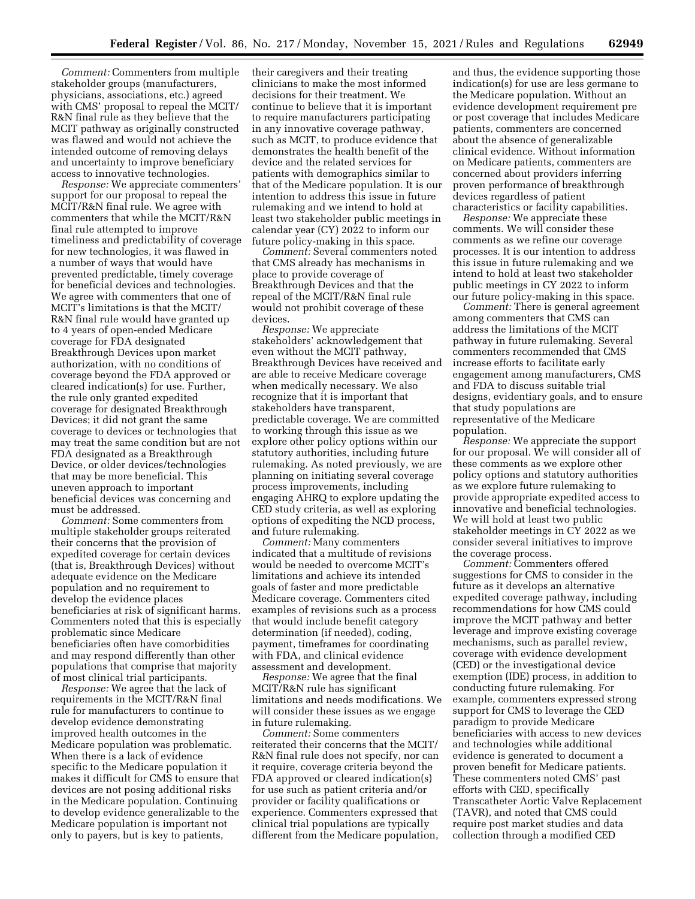*Comment:* Commenters from multiple stakeholder groups (manufacturers, physicians, associations, etc.) agreed with CMS' proposal to repeal the MCIT/R&N final rule as they believe that the MCIT pathway as originally constructed was flawed and would not achieve the intended outcome of removing delays and uncertainty to improve beneficiary access to innovative technologies.

*Response:* We appreciate commenters' support for our proposal to repeal the MCIT/R&N final rule. We agree with commenters that while the MCIT/R&N final rule attempted to improve timeliness and predictability of coverage for new technologies, it was flawed in a number of ways that would have prevented predictable, timely coverage for beneficial devices and technologies. We agree with commenters that one of MCIT's limitations is that the MCIT/R&N final rule would have granted up to 4 years of open-ended Medicare coverage for FDA designated Breakthrough Devices upon market authorization, with no conditions of coverage beyond the FDA approved or cleared indication(s) for use. Further, the rule only granted expedited coverage for designated Breakthrough Devices; it did not grant the same coverage to devices or technologies that may treat the same condition but are not FDA designated as a Breakthrough Device, or older devices/technologies that may be more beneficial. This uneven approach to important beneficial devices was concerning and must be addressed.

*Comment:* Some commenters from multiple stakeholder groups reiterated their concerns that the provision of expedited coverage for certain devices (that is, Breakthrough Devices) without adequate evidence on the Medicare population and no requirement to develop the evidence places beneficiaries at risk of significant harms. Commenters noted that this is especially problematic since Medicare beneficiaries often have comorbidities and may respond differently than other populations that comprise that majority of most clinical trial participants.

*Response:* We agree that the lack of requirements in the MCIT/R&N final rule for manufacturers to continue to develop evidence demonstrating improved health outcomes in the Medicare population was problematic. When there is a lack of evidence specific to the Medicare population it makes it difficult for CMS to ensure that devices are not posing additional risks in the Medicare population. Continuing to develop evidence generalizable to the Medicare population is important not only to payers, but is key to patients, their caregivers and their treating clinicians to make the most informed decisions for their treatment. We continue to believe that it is important to require manufacturers participating in any innovative coverage pathway, such as MCIT, to produce evidence that demonstrates the health benefit of the device and the related services for patients with demographics similar to that of the Medicare population. It is our intention to address this issue in future rulemaking and we intend to hold at least two stakeholder public meetings in calendar year (CY) 2022 to inform our future policy-making in this space.

*Comment:* Several commenters noted that CMS already has mechanisms in place to provide coverage of Breakthrough Devices and that the repeal of the MCIT/R&N final rule would not prohibit coverage of these devices.

*Response:* We appreciate stakeholders' acknowledgement that even without the MCIT pathway, Breakthrough Devices have received and are able to receive Medicare coverage when medically necessary. We also recognize that it is important that stakeholders have transparent, predictable coverage. We are committed to working through this issue as we explore other policy options within our statutory authorities, including future rulemaking. As noted previously, we are planning on initiating several coverage process improvements, including engaging AHRQ to explore updating the CED study criteria, as well as exploring options of expediting the NCD process, and future rulemaking.

*Comment:* Many commenters indicated that a multitude of revisions would be needed to overcome MCIT's limitations and achieve its intended goals of faster and more predictable Medicare coverage. Commenters cited examples of revisions such as a process that would include benefit category determination (if needed), coding, payment, timeframes for coordinating with FDA, and clinical evidence assessment and development.

*Response:* We agree that the final MCIT/R&N rule has significant limitations and needs modifications. We will consider these issues as we engage in future rulemaking.

*Comment:* Some commenters reiterated their concerns that the MCIT/R&N final rule does not specify, nor can it require, coverage criteria beyond the FDA approved or cleared indication(s) for use such as patient criteria and/or provider or facility qualifications or experience. Commenters expressed that clinical trial populations are typically different from the Medicare population, and thus, the evidence supporting those indication(s) for use are less germane to the Medicare population. Without an evidence development requirement pre or post coverage that includes Medicare patients, commenters are concerned about the absence of generalizable clinical evidence. Without information on Medicare patients, commenters are concerned about providers inferring proven performance of breakthrough devices regardless of patient characteristics or facility capabilities.

*Response:* We appreciate these comments. We will consider these comments as we refine our coverage processes. It is our intention to address this issue in future rulemaking and we intend to hold at least two stakeholder public meetings in CY 2022 to inform our future policy-making in this space.

*Comment:* There is general agreement among commenters that CMS can address the limitations of the MCIT pathway in future rulemaking. Several commenters recommended that CMS increase efforts to facilitate early engagement among manufacturers, CMS and FDA to discuss suitable trial designs, evidentiary goals, and to ensure that study populations are representative of the Medicare population.

*Response:* We appreciate the support for our proposal. We will consider all of these comments as we explore other policy options and statutory authorities as we explore future rulemaking to provide appropriate expedited access to innovative and beneficial technologies. We will hold at least two public stakeholder meetings in CY 2022 as we consider several initiatives to improve the coverage process.

*Comment:* Commenters offered suggestions for CMS to consider in the future as it develops an alternative expedited coverage pathway, including recommendations for how CMS could improve the MCIT pathway and better leverage and improve existing coverage mechanisms, such as parallel review, coverage with evidence development (CED) or the investigational device exemption (IDE) process, in addition to conducting future rulemaking. For example, commenters expressed strong support for CMS to leverage the CED paradigm to provide Medicare beneficiaries with access to new devices and technologies while additional evidence is generated to document a proven benefit for Medicare patients. These commenters noted CMS' past efforts with CED, specifically Transcatheter Aortic Valve Replacement (TAVR), and noted that CMS could require post market studies and data collection through a modified CED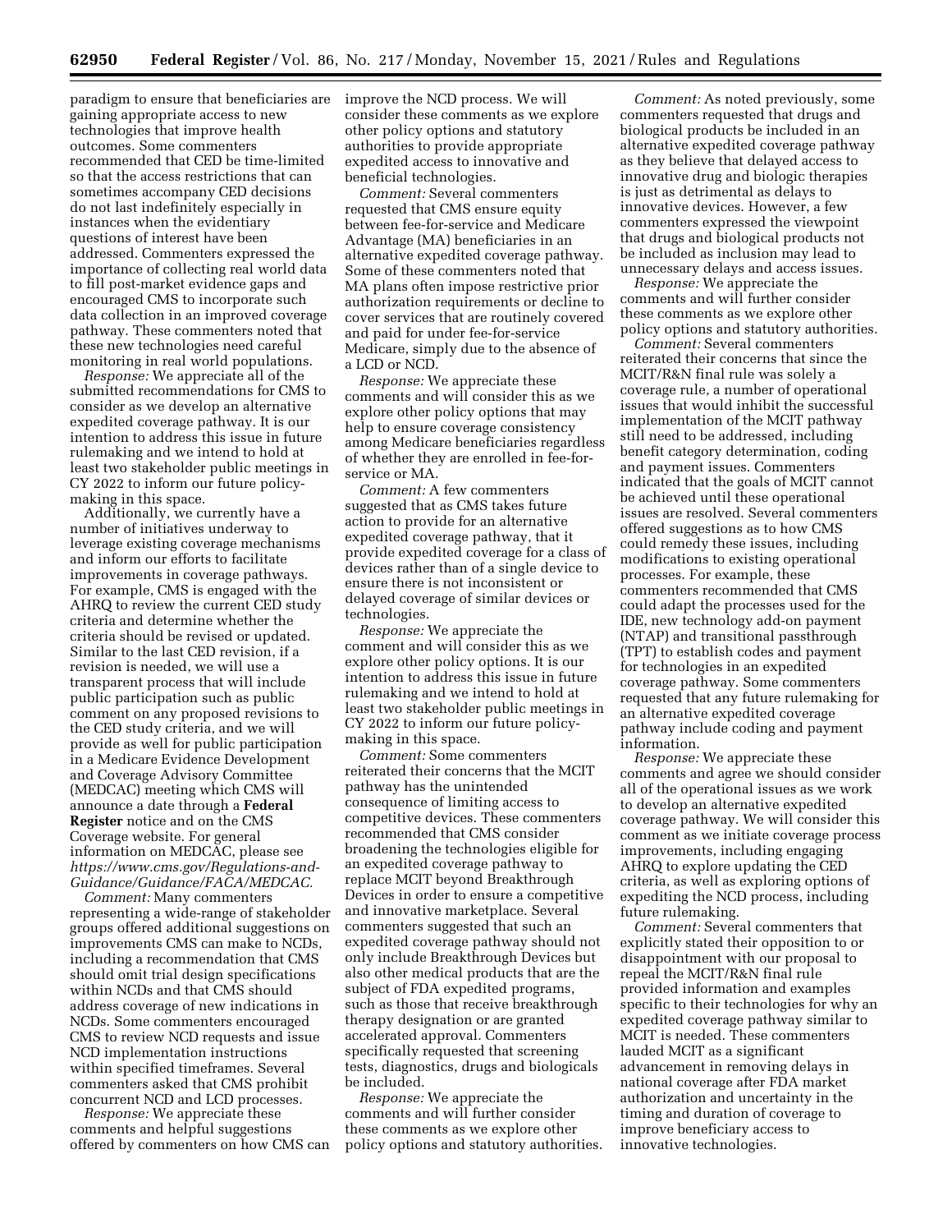paradigm to ensure that beneficiaries are gaining appropriate access to new technologies that improve health outcomes. Some commenters recommended that CED be time-limited so that the access restrictions that can sometimes accompany CED decisions do not last indefinitely especially in instances when the evidentiary questions of interest have been addressed. Commenters expressed the importance of collecting real world data to fill post-market evidence gaps and encouraged CMS to incorporate such data collection in an improved coverage pathway. These commenters noted that these new technologies need careful monitoring in real world populations.

*Response:* We appreciate all of the submitted recommendations for CMS to consider as we develop an alternative expedited coverage pathway. It is our intention to address this issue in future rulemaking and we intend to hold at least two stakeholder public meetings in CY 2022 to inform our future policy-making in this space.

Additionally, we currently have a number of initiatives underway to leverage existing coverage mechanisms and inform our efforts to facilitate improvements in coverage pathways. For example, CMS is engaged with the AHRQ to review the current CED study criteria and determine whether the criteria should be revised or updated. Similar to the last CED revision, if a revision is needed, we will use a transparent process that will include public participation such as public comment on any proposed revisions to the CED study criteria, and we will provide as well for public participation in a Medicare Evidence Development and Coverage Advisory Committee (MEDCAC) meeting which CMS will announce a date through a **Federal Register** notice and on the CMS Coverage website. For general information on MEDCAC, please see *https://www.cms.gov/Regulations-and-Guidance/Guidance/FACA/MEDCAC.*

*Comment:* Many commenters representing a wide-range of stakeholder groups offered additional suggestions on improvements CMS can make to NCDs, including a recommendation that CMS should omit trial design specifications within NCDs and that CMS should address coverage of new indications in NCDs. Some commenters encouraged CMS to review NCD requests and issue NCD implementation instructions within specified timeframes. Several commenters asked that CMS prohibit concurrent NCD and LCD processes.

*Response:* We appreciate these comments and helpful suggestions offered by commenters on how CMS can improve the NCD process. We will consider these comments as we explore other policy options and statutory authorities to provide appropriate expedited access to innovative and beneficial technologies.

*Comment:* Several commenters requested that CMS ensure equity between fee-for-service and Medicare Advantage (MA) beneficiaries in an alternative expedited coverage pathway. Some of these commenters noted that MA plans often impose restrictive prior authorization requirements or decline to cover services that are routinely covered and paid for under fee-for-service Medicare, simply due to the absence of a LCD or NCD.

*Response:* We appreciate these comments and will consider this as we explore other policy options that may help to ensure coverage consistency among Medicare beneficiaries regardless of whether they are enrolled in fee-for-service or MA.

*Comment:* A few commenters suggested that as CMS takes future action to provide for an alternative expedited coverage pathway, that it provide expedited coverage for a class of devices rather than of a single device to ensure there is not inconsistent or delayed coverage of similar devices or technologies.

*Response:* We appreciate the comment and will consider this as we explore other policy options. It is our intention to address this issue in future rulemaking and we intend to hold at least two stakeholder public meetings in CY 2022 to inform our future policy-making in this space.

*Comment:* Some commenters reiterated their concerns that the MCIT pathway has the unintended consequence of limiting access to competitive devices. These commenters recommended that CMS consider broadening the technologies eligible for an expedited coverage pathway to replace MCIT beyond Breakthrough Devices in order to ensure a competitive and innovative marketplace. Several commenters suggested that such an expedited coverage pathway should not only include Breakthrough Devices but also other medical products that are the subject of FDA expedited programs, such as those that receive breakthrough therapy designation or are granted accelerated approval. Commenters specifically requested that screening tests, diagnostics, drugs and biologicals be included.

*Response:* We appreciate the comments and will further consider these comments as we explore other policy options and statutory authorities.

*Comment:* As noted previously, some commenters requested that drugs and biological products be included in an alternative expedited coverage pathway as they believe that delayed access to innovative drug and biologic therapies is just as detrimental as delays to innovative devices. However, a few commenters expressed the viewpoint that drugs and biological products not be included as inclusion may lead to unnecessary delays and access issues.

*Response:* We appreciate the comments and will further consider these comments as we explore other policy options and statutory authorities.

*Comment:* Several commenters reiterated their concerns that since the MCIT/R&N final rule was solely a coverage rule, a number of operational issues that would inhibit the successful implementation of the MCIT pathway still need to be addressed, including benefit category determination, coding and payment issues. Commenters indicated that the goals of MCIT cannot be achieved until these operational issues are resolved. Several commenters offered suggestions as to how CMS could remedy these issues, including modifications to existing operational processes. For example, these commenters recommended that CMS could adapt the processes used for the IDE, new technology add-on payment (NTAP) and transitional passthrough (TPT) to establish codes and payment for technologies in an expedited coverage pathway. Some commenters requested that any future rulemaking for an alternative expedited coverage pathway include coding and payment information.

*Response:* We appreciate these comments and agree we should consider all of the operational issues as we work to develop an alternative expedited coverage pathway. We will consider this comment as we initiate coverage process improvements, including engaging AHRQ to explore updating the CED criteria, as well as exploring options of expediting the NCD process, including future rulemaking.

*Comment:* Several commenters that explicitly stated their opposition to or disappointment with our proposal to repeal the MCIT/R&N final rule provided information and examples specific to their technologies for why an expedited coverage pathway similar to MCIT is needed. These commenters lauded MCIT as a significant advancement in removing delays in national coverage after FDA market authorization and uncertainty in the timing and duration of coverage to improve beneficiary access to innovative technologies.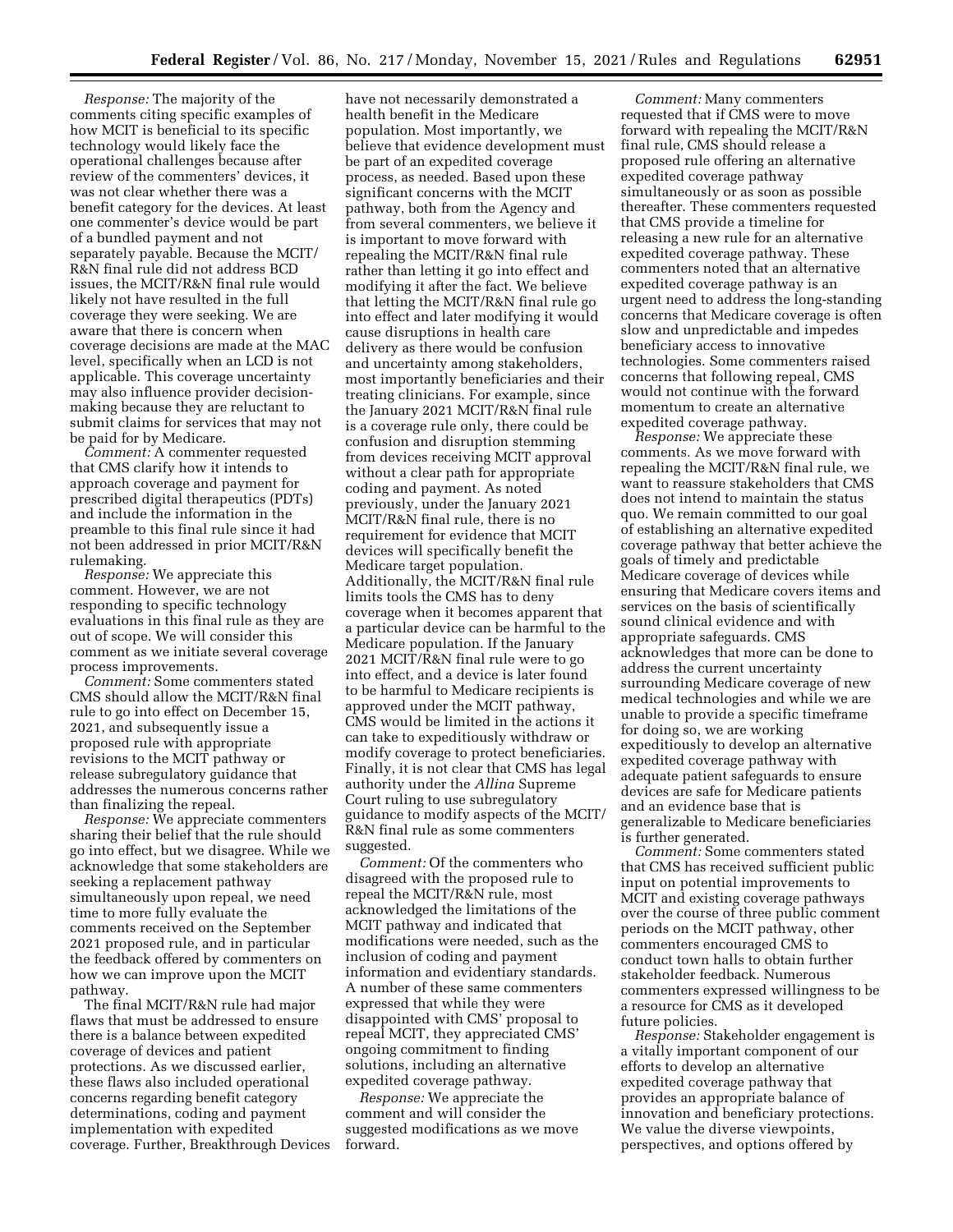*Response:* The majority of the comments citing specific examples of how MCIT is beneficial to its specific technology would likely face the operational challenges because after review of the commenters' devices, it was not clear whether there was a benefit category for the devices. At least one commenter's device would be part of a bundled payment and not separately payable. Because the MCIT/R&N final rule did not address BCD issues, the MCIT/R&N final rule would likely not have resulted in the full coverage they were seeking. We are aware that there is concern when coverage decisions are made at the MAC level, specifically when an LCD is not applicable. This coverage uncertainty may also influence provider decision-making because they are reluctant to submit claims for services that may not be paid for by Medicare.

*Comment:* A commenter requested that CMS clarify how it intends to approach coverage and payment for prescribed digital therapeutics (PDTs) and include the information in the preamble to this final rule since it had not been addressed in prior MCIT/R&N rulemaking.

*Response:* We appreciate this comment. However, we are not responding to specific technology evaluations in this final rule as they are out of scope. We will consider this comment as we initiate several coverage process improvements.

*Comment:* Some commenters stated CMS should allow the MCIT/R&N final rule to go into effect on December 15, 2021, and subsequently issue a proposed rule with appropriate revisions to the MCIT pathway or release subregulatory guidance that addresses the numerous concerns rather than finalizing the repeal.

*Response:* We appreciate commenters sharing their belief that the rule should go into effect, but we disagree. While we acknowledge that some stakeholders are seeking a replacement pathway simultaneously upon repeal, we need time to more fully evaluate the comments received on the September 2021 proposed rule, and in particular the feedback offered by commenters on how we can improve upon the MCIT pathway.

The final MCIT/R&N rule had major flaws that must be addressed to ensure there is a balance between expedited coverage of devices and patient protections. As we discussed earlier, these flaws also included operational concerns regarding benefit category determinations, coding and payment implementation with expedited coverage. Further, Breakthrough Devices have not necessarily demonstrated a health benefit in the Medicare population. Most importantly, we believe that evidence development must be part of an expedited coverage process, as needed. Based upon these significant concerns with the MCIT pathway, both from the Agency and from several commenters, we believe it is important to move forward with repealing the MCIT/R&N final rule rather than letting it go into effect and modifying it after the fact. We believe that letting the MCIT/R&N final rule go into effect and later modifying it would cause disruptions in health care delivery as there would be confusion and uncertainty among stakeholders, most importantly beneficiaries and their treating clinicians. For example, since the January 2021 MCIT/R&N final rule is a coverage rule only, there could be confusion and disruption stemming from devices receiving MCIT approval without a clear path for appropriate coding and payment. As noted previously, under the January 2021 MCIT/R&N final rule, there is no requirement for evidence that MCIT devices will specifically benefit the Medicare target population. Additionally, the MCIT/R&N final rule limits tools the CMS has to deny coverage when it becomes apparent that a particular device can be harmful to the Medicare population. If the January 2021 MCIT/R&N final rule were to go into effect, and a device is later found to be harmful to Medicare recipients is approved under the MCIT pathway, CMS would be limited in the actions it can take to expeditiously withdraw or modify coverage to protect beneficiaries. Finally, it is not clear that CMS has legal authority under the *Allina* Supreme Court ruling to use subregulatory guidance to modify aspects of the MCIT/R&N final rule as some commenters suggested.

*Comment:* Of the commenters who disagreed with the proposed rule to repeal the MCIT/R&N rule, most acknowledged the limitations of the MCIT pathway and indicated that modifications were needed, such as the inclusion of coding and payment information and evidentiary standards. A number of these same commenters expressed that while they were disappointed with CMS' proposal to repeal MCIT, they appreciated CMS' ongoing commitment to finding solutions, including an alternative expedited coverage pathway.

*Response:* We appreciate the comment and will consider the suggested modifications as we move forward.

*Comment:* Many commenters requested that if CMS were to move forward with repealing the MCIT/R&N final rule, CMS should release a proposed rule offering an alternative expedited coverage pathway simultaneously or as soon as possible thereafter. These commenters requested that CMS provide a timeline for releasing a new rule for an alternative expedited coverage pathway. These commenters noted that an alternative expedited coverage pathway is an urgent need to address the long-standing concerns that Medicare coverage is often slow and unpredictable and impedes beneficiary access to innovative technologies. Some commenters raised concerns that following repeal, CMS would not continue with the forward momentum to create an alternative expedited coverage pathway.

*Response:* We appreciate these comments. As we move forward with repealing the MCIT/R&N final rule, we want to reassure stakeholders that CMS does not intend to maintain the status quo. We remain committed to our goal of establishing an alternative expedited coverage pathway that better achieve the goals of timely and predictable Medicare coverage of devices while ensuring that Medicare covers items and services on the basis of scientifically sound clinical evidence and with appropriate safeguards. CMS acknowledges that more can be done to address the current uncertainty surrounding Medicare coverage of new medical technologies and while we are unable to provide a specific timeframe for doing so, we are working expeditiously to develop an alternative expedited coverage pathway with adequate patient safeguards to ensure devices are safe for Medicare patients and an evidence base that is generalizable to Medicare beneficiaries is further generated.

*Comment:* Some commenters stated that CMS has received sufficient public input on potential improvements to MCIT and existing coverage pathways over the course of three public comment periods on the MCIT pathway, other commenters encouraged CMS to conduct town halls to obtain further stakeholder feedback. Numerous commenters expressed willingness to be a resource for CMS as it developed future policies.

*Response:* Stakeholder engagement is a vitally important component of our efforts to develop an alternative expedited coverage pathway that provides an appropriate balance of innovation and beneficiary protections. We value the diverse viewpoints, perspectives, and options offered by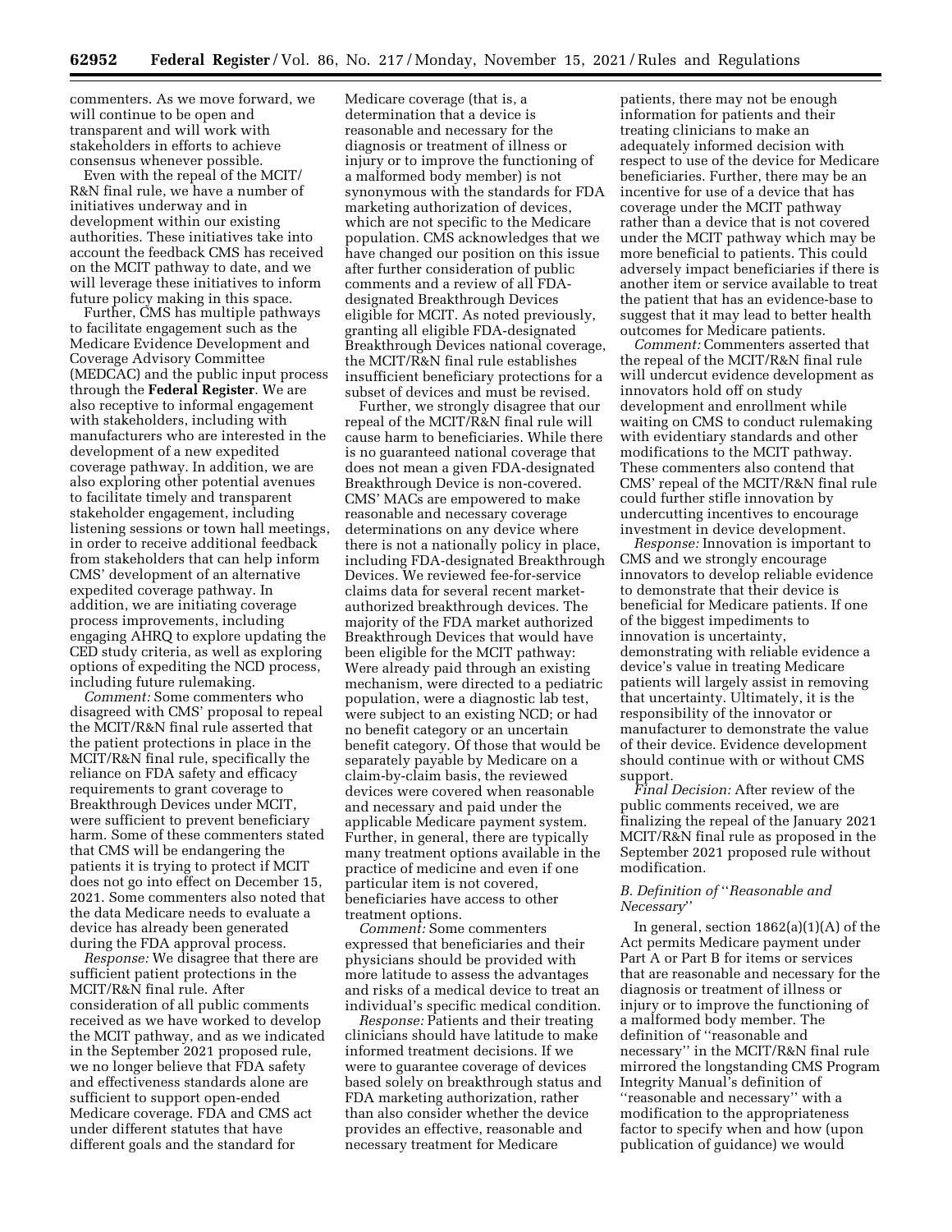commenters. As we move forward, we will continue to be open and transparent and will work with stakeholders in efforts to achieve consensus whenever possible.

Even with the repeal of the MCIT/R&N final rule, we have a number of initiatives underway and in development within our existing authorities. These initiatives take into account the feedback CMS has received on the MCIT pathway to date, and we will leverage these initiatives to inform future policy making in this space.

Further, CMS has multiple pathways to facilitate engagement such as the Medicare Evidence Development and Coverage Advisory Committee (MEDCAC) and the public input process through the **Federal Register**. We are also receptive to informal engagement with stakeholders, including with manufacturers who are interested in the development of a new expedited coverage pathway. In addition, we are also exploring other potential avenues to facilitate timely and transparent stakeholder engagement, including listening sessions or town hall meetings, in order to receive additional feedback from stakeholders that can help inform CMS' development of an alternative expedited coverage pathway. In addition, we are initiating coverage process improvements, including engaging AHRQ to explore updating the CED study criteria, as well as exploring options of expediting the NCD process, including future rulemaking.

*Comment:* Some commenters who disagreed with CMS' proposal to repeal the MCIT/R&N final rule asserted that the patient protections in place in the MCIT/R&N final rule, specifically the reliance on FDA safety and efficacy requirements to grant coverage to Breakthrough Devices under MCIT, were sufficient to prevent beneficiary harm. Some of these commenters stated that CMS will be endangering the patients it is trying to protect if MCIT does not go into effect on December 15, 2021. Some commenters also noted that the data Medicare needs to evaluate a device has already been generated during the FDA approval process.

*Response:* We disagree that there are sufficient patient protections in the MCIT/R&N final rule. After consideration of all public comments received as we have worked to develop the MCIT pathway, and as we indicated in the September 2021 proposed rule, we no longer believe that FDA safety and effectiveness standards alone are sufficient to support open-ended Medicare coverage. FDA and CMS act under different statutes that have different goals and the standard for Medicare coverage (that is, a determination that a device is reasonable and necessary for the diagnosis or treatment of illness or injury or to improve the functioning of a malformed body member) is not synonymous with the standards for FDA marketing authorization of devices, which are not specific to the Medicare population. CMS acknowledges that we have changed our position on this issue after further consideration of public comments and a review of all FDA-designated Breakthrough Devices eligible for MCIT. As noted previously, granting all eligible FDA-designated Breakthrough Devices national coverage, the MCIT/R&N final rule establishes insufficient beneficiary protections for a subset of devices and must be revised.

Further, we strongly disagree that our repeal of the MCIT/R&N final rule will cause harm to beneficiaries. While there is no guaranteed national coverage that does not mean a given FDA-designated Breakthrough Device is non-covered. CMS' MACs are empowered to make reasonable and necessary coverage determinations on any device where there is not a nationally policy in place, including FDA-designated Breakthrough Devices. We reviewed fee-for-service claims data for several recent market-authorized breakthrough devices. The majority of the FDA market authorized Breakthrough Devices that would have been eligible for the MCIT pathway: Were already paid through an existing mechanism, were directed to a pediatric population, were a diagnostic lab test, were subject to an existing NCD; or had no benefit category or an uncertain benefit category. Of those that would be separately payable by Medicare on a claim-by-claim basis, the reviewed devices were covered when reasonable and necessary and paid under the applicable Medicare payment system. Further, in general, there are typically many treatment options available in the practice of medicine and even if one particular item is not covered, beneficiaries have access to other treatment options.

*Comment:* Some commenters expressed that beneficiaries and their physicians should be provided with more latitude to assess the advantages and risks of a medical device to treat an individual's specific medical condition.

*Response:* Patients and their treating clinicians should have latitude to make informed treatment decisions. If we were to guarantee coverage of devices based solely on breakthrough status and FDA marketing authorization, rather than also consider whether the device provides an effective, reasonable and necessary treatment for Medicare patients, there may not be enough information for patients and their treating clinicians to make an adequately informed decision with respect to use of the device for Medicare beneficiaries. Further, there may be an incentive for use of a device that has coverage under the MCIT pathway rather than a device that is not covered under the MCIT pathway which may be more beneficial to patients. This could adversely impact beneficiaries if there is another item or service available to treat the patient that has an evidence-base to suggest that it may lead to better health outcomes for Medicare patients.

*Comment:* Commenters asserted that the repeal of the MCIT/R&N final rule will undercut evidence development as innovators hold off on study development and enrollment while waiting on CMS to conduct rulemaking with evidentiary standards and other modifications to the MCIT pathway. These commenters also contend that CMS' repeal of the MCIT/R&N final rule could further stifle innovation by undercutting incentives to encourage investment in device development.

*Response:* Innovation is important to CMS and we strongly encourage innovators to develop reliable evidence to demonstrate that their device is beneficial for Medicare patients. If one of the biggest impediments to innovation is uncertainty, demonstrating with reliable evidence a device's value in treating Medicare patients will largely assist in removing that uncertainty. Ultimately, it is the responsibility of the innovator or manufacturer to demonstrate the value of their device. Evidence development should continue with or without CMS support.

*Final Decision:* After review of the public comments received, we are finalizing the repeal of the January 2021 MCIT/R&N final rule as proposed in the September 2021 proposed rule without modification.

### *B. Definition of "Reasonable and Necessary"*

In general, section 1862(a)(1)(A) of the Act permits Medicare payment under Part A or Part B for items or services that are reasonable and necessary for the diagnosis or treatment of illness or injury or to improve the functioning of a malformed body member. The definition of "reasonable and necessary" in the MCIT/R&N final rule mirrored the longstanding CMS Program Integrity Manual's definition of "reasonable and necessary" with a modification to the appropriateness factor to specify when and how (upon publication of guidance) we would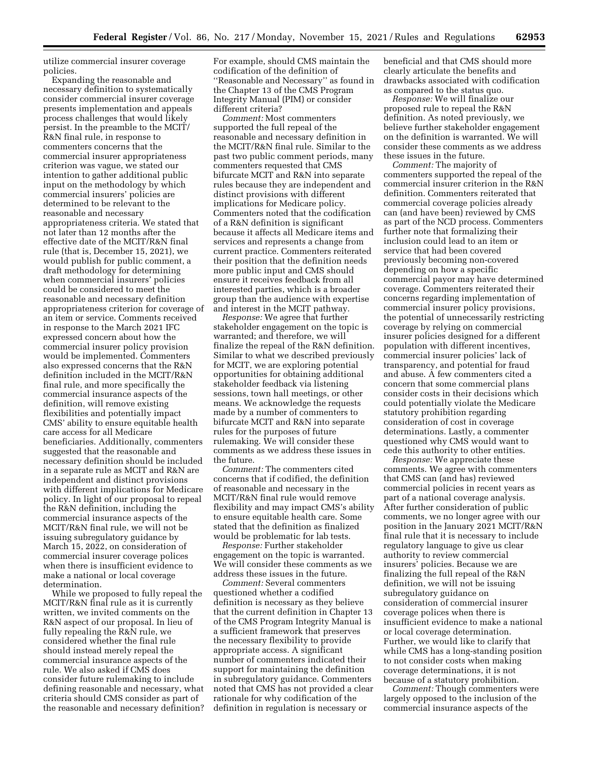utilize commercial insurer coverage policies.

Expanding the reasonable and necessary definition to systematically consider commercial insurer coverage presents implementation and appeals process challenges that would likely persist. In the preamble to the MCIT/R&N final rule, in response to commenters concerns that the commercial insurer appropriateness criterion was vague, we stated our intention to gather additional public input on the methodology by which commercial insurers' policies are determined to be relevant to the reasonable and necessary appropriateness criteria. We stated that not later than 12 months after the effective date of the MCIT/R&N final rule (that is, December 15, 2021), we would publish for public comment, a draft methodology for determining when commercial insurers' policies could be considered to meet the reasonable and necessary definition appropriateness criterion for coverage of an item or service. Comments received in response to the March 2021 IFC expressed concern about how the commercial insurer policy provision would be implemented. Commenters also expressed concerns that the R&N definition included in the MCIT/R&N final rule, and more specifically the commercial insurance aspects of the definition, will remove existing flexibilities and potentially impact CMS' ability to ensure equitable health care access for all Medicare beneficiaries. Additionally, commenters suggested that the reasonable and necessary definition should be included in a separate rule as MCIT and R&N are independent and distinct provisions with different implications for Medicare policy. In light of our proposal to repeal the R&N definition, including the commercial insurance aspects of the MCIT/R&N final rule, we will not be issuing subregulatory guidance by March 15, 2022, on consideration of commercial insurer coverage polices when there is insufficient evidence to make a national or local coverage determination.

While we proposed to fully repeal the MCIT/R&N final rule as it is currently written, we invited comments on the R&N aspect of our proposal. In lieu of fully repealing the R&N rule, we considered whether the final rule should instead merely repeal the commercial insurance aspects of the rule. We also asked if CMS does consider future rulemaking to include defining reasonable and necessary, what criteria should CMS consider as part of the reasonable and necessary definition? For example, should CMS maintain the codification of the definition of ''Reasonable and Necessary'' as found in the Chapter 13 of the CMS Program Integrity Manual (PIM) or consider different criteria?

*Comment:* Most commenters supported the full repeal of the reasonable and necessary definition in the MCIT/R&N final rule. Similar to the past two public comment periods, many commenters requested that CMS bifurcate MCIT and R&N into separate rules because they are independent and distinct provisions with different implications for Medicare policy. Commenters noted that the codification of a R&N definition is significant because it affects all Medicare items and services and represents a change from current practice. Commenters reiterated their position that the definition needs more public input and CMS should ensure it receives feedback from all interested parties, which is a broader group than the audience with expertise and interest in the MCIT pathway.

*Response:* We agree that further stakeholder engagement on the topic is warranted; and therefore, we will finalize the repeal of the R&N definition. Similar to what we described previously for MCIT, we are exploring potential opportunities for obtaining additional stakeholder feedback via listening sessions, town hall meetings, or other means. We acknowledge the requests made by a number of commenters to bifurcate MCIT and R&N into separate rules for the purposes of future rulemaking. We will consider these comments as we address these issues in the future.

*Comment:* The commenters cited concerns that if codified, the definition of reasonable and necessary in the MCIT/R&N final rule would remove flexibility and may impact CMS's ability to ensure equitable health care. Some stated that the definition as finalized would be problematic for lab tests.

*Response:* Further stakeholder engagement on the topic is warranted. We will consider these comments as we address these issues in the future.

*Comment:* Several commenters questioned whether a codified definition is necessary as they believe that the current definition in Chapter 13 of the CMS Program Integrity Manual is a sufficient framework that preserves the necessary flexibility to provide appropriate access. A significant number of commenters indicated their support for maintaining the definition in subregulatory guidance. Commenters noted that CMS has not provided a clear rationale for why codification of the definition in regulation is necessary or beneficial and that CMS should more clearly articulate the benefits and drawbacks associated with codification as compared to the status quo.

*Response:* We will finalize our proposed rule to repeal the R&N definition. As noted previously, we believe further stakeholder engagement on the definition is warranted. We will consider these comments as we address these issues in the future.

*Comment:* The majority of commenters supported the repeal of the commercial insurer criterion in the R&N definition. Commenters reiterated that commercial coverage policies already can (and have been) reviewed by CMS as part of the NCD process. Commenters further note that formalizing their inclusion could lead to an item or service that had been covered previously becoming non-covered depending on how a specific commercial payor may have determined coverage. Commenters reiterated their concerns regarding implementation of commercial insurer policy provisions, the potential of unnecessarily restricting coverage by relying on commercial insurer policies designed for a different population with different incentives, commercial insurer policies' lack of transparency, and potential for fraud and abuse. A few commenters cited a concern that some commercial plans consider costs in their decisions which could potentially violate the Medicare statutory prohibition regarding consideration of cost in coverage determinations. Lastly, a commenter questioned why CMS would want to cede this authority to other entities.

*Response:* We appreciate these comments. We agree with commenters that CMS can (and has) reviewed commercial policies in recent years as part of a national coverage analysis. After further consideration of public comments, we no longer agree with our position in the January 2021 MCIT/R&N final rule that it is necessary to include regulatory language to give us clear authority to review commercial insurers' policies. Because we are finalizing the full repeal of the R&N definition, we will not be issuing subregulatory guidance on consideration of commercial insurer coverage polices when there is insufficient evidence to make a national or local coverage determination. Further, we would like to clarify that while CMS has a long-standing position to not consider costs when making coverage determinations, it is not because of a statutory prohibition.

*Comment:* Though commenters were largely opposed to the inclusion of the commercial insurance aspects of the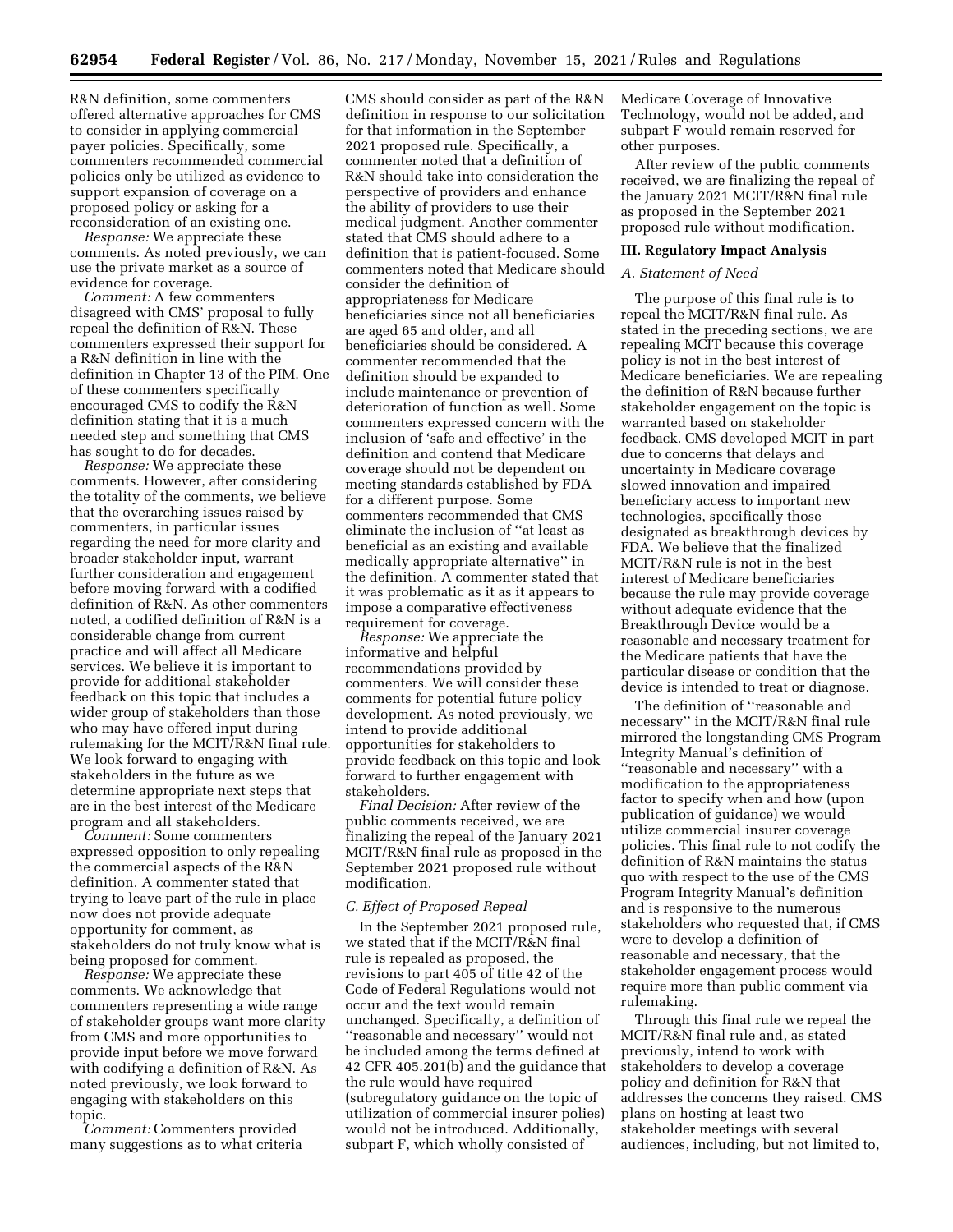R&N definition, some commenters offered alternative approaches for CMS to consider in applying commercial payer policies. Specifically, some commenters recommended commercial policies only be utilized as evidence to support expansion of coverage on a proposed policy or asking for a reconsideration of an existing one.

*Response:* We appreciate these comments. As noted previously, we can use the private market as a source of evidence for coverage.

*Comment:* A few commenters disagreed with CMS' proposal to fully repeal the definition of R&N. These commenters expressed their support for a R&N definition in line with the definition in Chapter 13 of the PIM. One of these commenters specifically encouraged CMS to codify the R&N definition stating that it is a much needed step and something that CMS has sought to do for decades.

*Response:* We appreciate these comments. However, after considering the totality of the comments, we believe that the overarching issues raised by commenters, in particular issues regarding the need for more clarity and broader stakeholder input, warrant further consideration and engagement before moving forward with a codified definition of R&N. As other commenters noted, a codified definition of R&N is a considerable change from current practice and will affect all Medicare services. We believe it is important to provide for additional stakeholder feedback on this topic that includes a wider group of stakeholders than those who may have offered input during rulemaking for the MCIT/R&N final rule. We look forward to engaging with stakeholders in the future as we determine appropriate next steps that are in the best interest of the Medicare program and all stakeholders.

*Comment:* Some commenters expressed opposition to only repealing the commercial aspects of the R&N definition. A commenter stated that trying to leave part of the rule in place now does not provide adequate opportunity for comment, as stakeholders do not truly know what is being proposed for comment.

*Response:* We appreciate these comments. We acknowledge that commenters representing a wide range of stakeholder groups want more clarity from CMS and more opportunities to provide input before we move forward with codifying a definition of R&N. As noted previously, we look forward to engaging with stakeholders on this topic.

*Comment:* Commenters provided many suggestions as to what criteria CMS should consider as part of the R&N definition in response to our solicitation for that information in the September 2021 proposed rule. Specifically, a commenter noted that a definition of R&N should take into consideration the perspective of providers and enhance the ability of providers to use their medical judgment. Another commenter stated that CMS should adhere to a definition that is patient-focused. Some commenters noted that Medicare should consider the definition of appropriateness for Medicare beneficiaries since not all beneficiaries are aged 65 and older, and all beneficiaries should be considered. A commenter recommended that the definition should be expanded to include maintenance or prevention of deterioration of function as well. Some commenters expressed concern with the inclusion of 'safe and effective' in the definition and contend that Medicare coverage should not be dependent on meeting standards established by FDA for a different purpose. Some commenters recommended that CMS eliminate the inclusion of "at least as beneficial as an existing and available medically appropriate alternative" in the definition. A commenter stated that it was problematic as it as it appears to impose a comparative effectiveness requirement for coverage.

*Response:* We appreciate the informative and helpful recommendations provided by commenters. We will consider these comments for potential future policy development. As noted previously, we intend to provide additional opportunities for stakeholders to provide feedback on this topic and look forward to further engagement with stakeholders.

*Final Decision:* After review of the public comments received, we are finalizing the repeal of the January 2021 MCIT/R&N final rule as proposed in the September 2021 proposed rule without modification.

### C. Effect of Proposed Repeal

In the September 2021 proposed rule, we stated that if the MCIT/R&N final rule is repealed as proposed, the revisions to part 405 of title 42 of the Code of Federal Regulations would not occur and the text would remain unchanged. Specifically, a definition of "reasonable and necessary" would not be included among the terms defined at 42 CFR 405.201(b) and the guidance that the rule would have required (subregulatory guidance on the topic of utilization of commercial insurer polies) would not be introduced. Additionally, subpart F, which wholly consisted of Medicare Coverage of Innovative Technology, would not be added, and subpart F would remain reserved for other purposes.

After review of the public comments received, we are finalizing the repeal of the January 2021 MCIT/R&N final rule as proposed in the September 2021 proposed rule without modification.

## III. Regulatory Impact Analysis

### A. Statement of Need

The purpose of this final rule is to repeal the MCIT/R&N final rule. As stated in the preceding sections, we are repealing MCIT because this coverage policy is not in the best interest of Medicare beneficiaries. We are repealing the definition of R&N because further stakeholder engagement on the topic is warranted based on stakeholder feedback. CMS developed MCIT in part due to concerns that delays and uncertainty in Medicare coverage slowed innovation and impaired beneficiary access to important new technologies, specifically those designated as breakthrough devices by FDA. We believe that the finalized MCIT/R&N rule is not in the best interest of Medicare beneficiaries because the rule may provide coverage without adequate evidence that the Breakthrough Device would be a reasonable and necessary treatment for the Medicare patients that have the particular disease or condition that the device is intended to treat or diagnose.

The definition of "reasonable and necessary" in the MCIT/R&N final rule mirrored the longstanding CMS Program Integrity Manual's definition of "reasonable and necessary" with a modification to the appropriateness factor to specify when and how (upon publication of guidance) we would utilize commercial insurer coverage policies. This final rule to not codify the definition of R&N maintains the status quo with respect to the use of the CMS Program Integrity Manual's definition and is responsive to the numerous stakeholders who requested that, if CMS were to develop a definition of reasonable and necessary, that the stakeholder engagement process would require more than public comment via rulemaking.

Through this final rule we repeal the MCIT/R&N final rule and, as stated previously, intend to work with stakeholders to develop a coverage policy and definition for R&N that addresses the concerns they raised. CMS plans on hosting at least two stakeholder meetings with several audiences, including, but not limited to,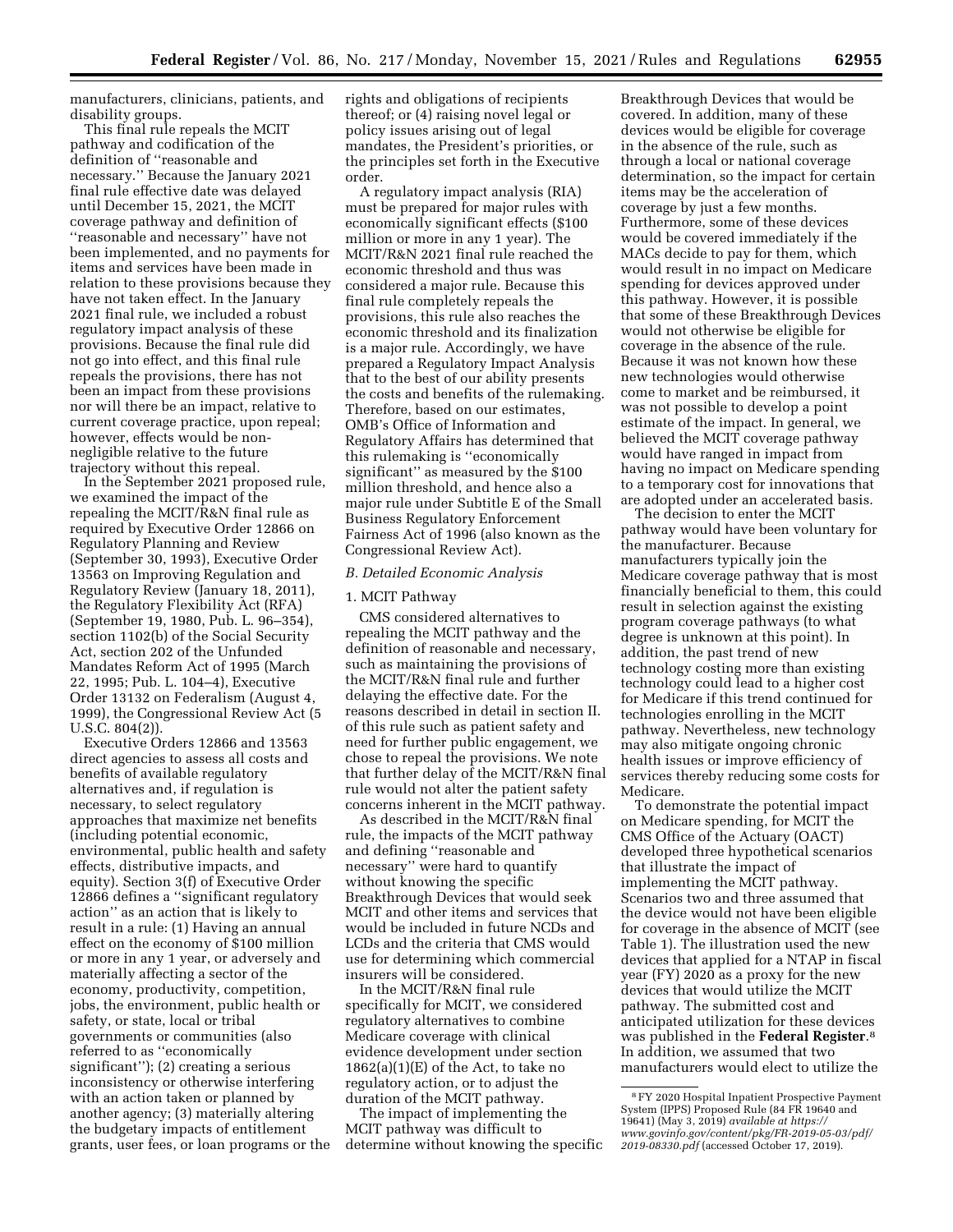manufacturers, clinicians, patients, and disability groups.

This final rule repeals the MCIT pathway and codification of the definition of ''reasonable and necessary.'' Because the January 2021 final rule effective date was delayed until December 15, 2021, the MCIT coverage pathway and definition of ''reasonable and necessary'' have not been implemented, and no payments for items and services have been made in relation to these provisions because they have not taken effect. In the January 2021 final rule, we included a robust regulatory impact analysis of these provisions. Because the final rule did not go into effect, and this final rule repeals the provisions, there has not been an impact from these provisions nor will there be an impact, relative to current coverage practice, upon repeal; however, effects would be non-negligible relative to the future trajectory without this repeal.

In the September 2021 proposed rule, we examined the impact of the repealing the MCIT/R&N final rule as required by Executive Order 12866 on Regulatory Planning and Review (September 30, 1993), Executive Order 13563 on Improving Regulation and Regulatory Review (January 18, 2011), the Regulatory Flexibility Act (RFA) (September 19, 1980, Pub. L. 96–354), section 1102(b) of the Social Security Act, section 202 of the Unfunded Mandates Reform Act of 1995 (March 22, 1995; Pub. L. 104–4), Executive Order 13132 on Federalism (August 4, 1999), the Congressional Review Act (5 U.S.C. 804(2)).

Executive Orders 12866 and 13563 direct agencies to assess all costs and benefits of available regulatory alternatives and, if regulation is necessary, to select regulatory approaches that maximize net benefits (including potential economic, environmental, public health and safety effects, distributive impacts, and equity). Section 3(f) of Executive Order 12866 defines a ''significant regulatory action'' as an action that is likely to result in a rule: (1) Having an annual effect on the economy of $100 million or more in any 1 year, or adversely and materially affecting a sector of the economy, productivity, competition, jobs, the environment, public health or safety, or state, local or tribal governments or communities (also referred to as ''economically significant''); (2) creating a serious inconsistency or otherwise interfering with an action taken or planned by another agency; (3) materially altering the budgetary impacts of entitlement grants, user fees, or loan programs or the rights and obligations of recipients thereof; or (4) raising novel legal or policy issues arising out of legal mandates, the President's priorities, or the principles set forth in the Executive order.

A regulatory impact analysis (RIA) must be prepared for major rules with economically significant effects ($100 million or more in any 1 year). The MCIT/R&N 2021 final rule reached the economic threshold and thus was considered a major rule. Because this final rule completely repeals the provisions, this rule also reaches the economic threshold and its finalization is a major rule. Accordingly, we have prepared a Regulatory Impact Analysis that to the best of our ability presents the costs and benefits of the rulemaking. Therefore, based on our estimates, OMB's Office of Information and Regulatory Affairs has determined that this rulemaking is ''economically significant'' as measured by the $100 million threshold, and hence also a major rule under Subtitle E of the Small Business Regulatory Enforcement Fairness Act of 1996 (also known as the Congressional Review Act).

### *B. Detailed Economic Analysis*

#### 1. MCIT Pathway

CMS considered alternatives to repealing the MCIT pathway and the definition of reasonable and necessary, such as maintaining the provisions of the MCIT/R&N final rule and further delaying the effective date. For the reasons described in detail in section II. of this rule such as patient safety and need for further public engagement, we chose to repeal the provisions. We note that further delay of the MCIT/R&N final rule would not alter the patient safety concerns inherent in the MCIT pathway.

As described in the MCIT/R&N final rule, the impacts of the MCIT pathway and defining ''reasonable and necessary'' were hard to quantify without knowing the specific Breakthrough Devices that would seek MCIT and other items and services that would be included in future NCDs and LCDs and the criteria that CMS would use for determining which commercial insurers will be considered.

In the MCIT/R&N final rule specifically for MCIT, we considered regulatory alternatives to combine Medicare coverage with clinical evidence development under section 1862(a)(1)(E) of the Act, to take no regulatory action, or to adjust the duration of the MCIT pathway.

The impact of implementing the MCIT pathway was difficult to determine without knowing the specific Breakthrough Devices that would be covered. In addition, many of these devices would be eligible for coverage in the absence of the rule, such as through a local or national coverage determination, so the impact for certain items may be the acceleration of coverage by just a few months. Furthermore, some of these devices would be covered immediately if the MACs decide to pay for them, which would result in no impact on Medicare spending for devices approved under this pathway. However, it is possible that some of these Breakthrough Devices would not otherwise be eligible for coverage in the absence of the rule. Because it was not known how these new technologies would otherwise come to market and be reimbursed, it was not possible to develop a point estimate of the impact. In general, we believed the MCIT coverage pathway would have ranged in impact from having no impact on Medicare spending to a temporary cost for innovations that are adopted under an accelerated basis.

The decision to enter the MCIT pathway would have been voluntary for the manufacturer. Because manufacturers typically join the Medicare coverage pathway that is most financially beneficial to them, this could result in selection against the existing program coverage pathways (to what degree is unknown at this point). In addition, the past trend of new technology costing more than existing technology could lead to a higher cost for Medicare if this trend continued for technologies enrolling in the MCIT pathway. Nevertheless, new technology may also mitigate ongoing chronic health issues or improve efficiency of services thereby reducing some costs for Medicare.

To demonstrate the potential impact on Medicare spending, for MCIT the CMS Office of the Actuary (OACT) developed three hypothetical scenarios that illustrate the impact of implementing the MCIT pathway. Scenarios two and three assumed that the device would not have been eligible for coverage in the absence of MCIT (see Table 1). The illustration used the new devices that applied for a NTAP in fiscal year (FY) 2020 as a proxy for the new devices that would utilize the MCIT pathway. The submitted cost and anticipated utilization for these devices was published in the **Federal Register**.[8] In addition, we assumed that two manufacturers would elect to utilize the

[8] FY 2020 Hospital Inpatient Prospective Payment System (IPPS) Proposed Rule (84 FR 19640 and 19641) (May 3, 2019) *available at https://www.govinfo.gov/content/pkg/FR-2019-05-03/pdf/2019-08330.pdf* (accessed October 17, 2019).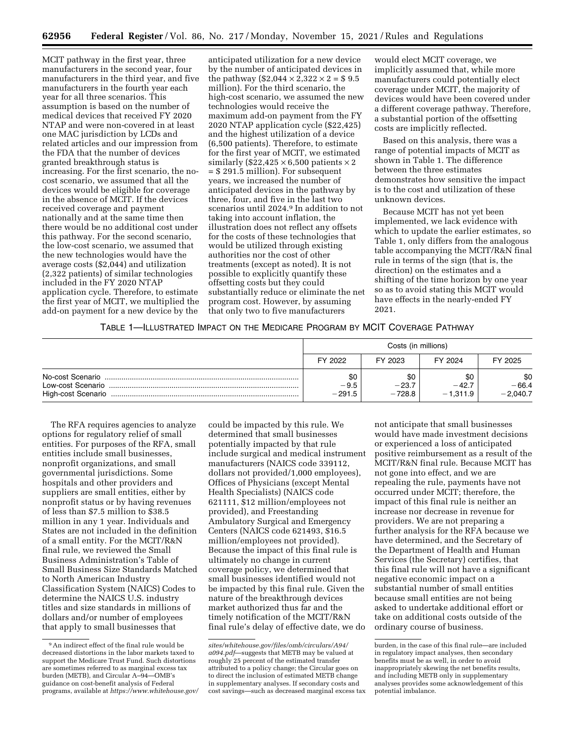MCIT pathway in the first year, three manufacturers in the second year, four manufacturers in the third year, and five manufacturers in the fourth year each year for all three scenarios. This assumption is based on the number of medical devices that received FY 2020 NTAP and were non-covered in at least one MAC jurisdiction by LCDs and related articles and our impression from the FDA that the number of devices granted breakthrough status is increasing. For the first scenario, the no-cost scenario, we assumed that all the devices would be eligible for coverage in the absence of MCIT. If the devices received coverage and payment nationally and at the same time then there would be no additional cost under this pathway. For the second scenario, the low-cost scenario, we assumed that the new technologies would have the average costs ($2,044) and utilization (2,322 patients) of similar technologies included in the FY 2020 NTAP application cycle. Therefore, to estimate the first year of MCIT, we multiplied the add-on payment for a new device by the anticipated utilization for a new device by the number of anticipated devices in the pathway ($2,044 × 2,322 × 2 = $ 9.5 million). For the third scenario, the high-cost scenario, we assumed the new technologies would receive the maximum add-on payment from the FY 2020 NTAP application cycle ($22,425) and the highest utilization of a device (6,500 patients). Therefore, to estimate for the first year of MCIT, we estimated similarly ($22,425 × 6,500 patients × 2 = $ 291.5 million). For subsequent years, we increased the number of anticipated devices in the pathway by three, four, and five in the last two scenarios until 2024.[9] In addition to not taking into account inflation, the illustration does not reflect any offsets for the costs of these technologies that would be utilized through existing authorities nor the cost of other treatments (except as noted). It is not possible to explicitly quantify these offsetting costs but they could substantially reduce or eliminate the net program cost. However, by assuming that only two to five manufacturers would elect MCIT coverage, we implicitly assumed that, while more manufacturers could potentially elect coverage under MCIT, the majority of devices would have been covered under a different coverage pathway. Therefore, a substantial portion of the offsetting costs are implicitly reflected.

Based on this analysis, there was a range of potential impacts of MCIT as shown in Table 1. The difference between the three estimates demonstrates how sensitive the impact is to the cost and utilization of these unknown devices.

Because MCIT has not yet been implemented, we lack evidence with which to update the earlier estimates, so Table 1, only differs from the analogous table accompanying the MCIT/R&N final rule in terms of the sign (that is, the direction) on the estimates and a shifting of the time horizon by one year so as to avoid stating this MCIT would have effects in the nearly-ended FY 2021.

TABLE 1—ILLUSTRATED IMPACT ON THE MEDICARE PROGRAM BY MCIT COVERAGE PATHWAY

| | Costs (in millions) | | | |
|---|---|---|---|---|
| | FY 2022 | FY 2023 | FY 2024 | FY 2025 |
| No-cost Scenario | $0 | $0 | $0 | $0 |
| Low-cost Scenario | −9.5 | −23.7 | −42.7 | −66.4 |
| High-cost Scenario | −291.5 | −728.8 | −1,311.9 | −2,040.7 |

The RFA requires agencies to analyze options for regulatory relief of small entities. For purposes of the RFA, small entities include small businesses, nonprofit organizations, and small governmental jurisdictions. Some hospitals and other providers and suppliers are small entities, either by nonprofit status or by having revenues of less than $7.5 million to $38.5 million in any 1 year. Individuals and States are not included in the definition of a small entity. For the MCIT/R&N final rule, we reviewed the Small Business Administration's Table of Small Business Size Standards Matched to North American Industry Classification System (NAICS) Codes to determine the NAICS U.S. industry titles and size standards in millions of dollars and/or number of employees that apply to small businesses that could be impacted by this rule. We determined that small businesses potentially impacted by that rule include surgical and medical instrument manufacturers (NAICS code 339112, dollars not provided/1,000 employees), Offices of Physicians (except Mental Health Specialists) (NAICS code 621111, $12 million/employees not provided), and Freestanding Ambulatory Surgical and Emergency Centers (NAICS code 621493, $16.5 million/employees not provided). Because the impact of this final rule is ultimately no change in current coverage policy, we determined that small businesses identified would not be impacted by this final rule. Given the nature of the breakthrough devices market authorized thus far and the timely notification of the MCIT/R&N final rule's delay of effective date, we do not anticipate that small businesses would have made investment decisions or experienced a loss of anticipated positive reimbursement as a result of the MCIT/R&N final rule. Because MCIT has not gone into effect, and we are repealing the rule, payments have not occurred under MCIT; therefore, the impact of this final rule is neither an increase nor decrease in revenue for providers. We are not preparing a further analysis for the RFA because we have determined, and the Secretary of the Department of Health and Human Services (the Secretary) certifies, that this final rule will not have a significant negative economic impact on a substantial number of small entities because small entities are not being asked to undertake additional effort or take on additional costs outside of the ordinary course of business.

---

[9] An indirect effect of the final rule would be decreased distortions in the labor markets taxed to support the Medicare Trust Fund. Such distortions are sometimes referred to as marginal excess tax burden (METB), and Circular A–94—OMB's guidance on cost-benefit analysis of Federal programs, available at *https://www.whitehouse.gov/sites/whitehouse.gov/files/omb/circulars/A94/a094.pdf*—suggests that METB may be valued at roughly 25 percent of the estimated transfer attributed to a policy change; the Circular goes on to direct the inclusion of estimated METB change in supplementary analyses. If secondary costs and cost savings—such as decreased marginal excess tax burden, in the case of this final rule—are included in regulatory impact analyses, then secondary benefits must be as well, in order to avoid inappropriately skewing the net benefits results, and including METB only in supplementary analyses provides some acknowledgement of this potential imbalance.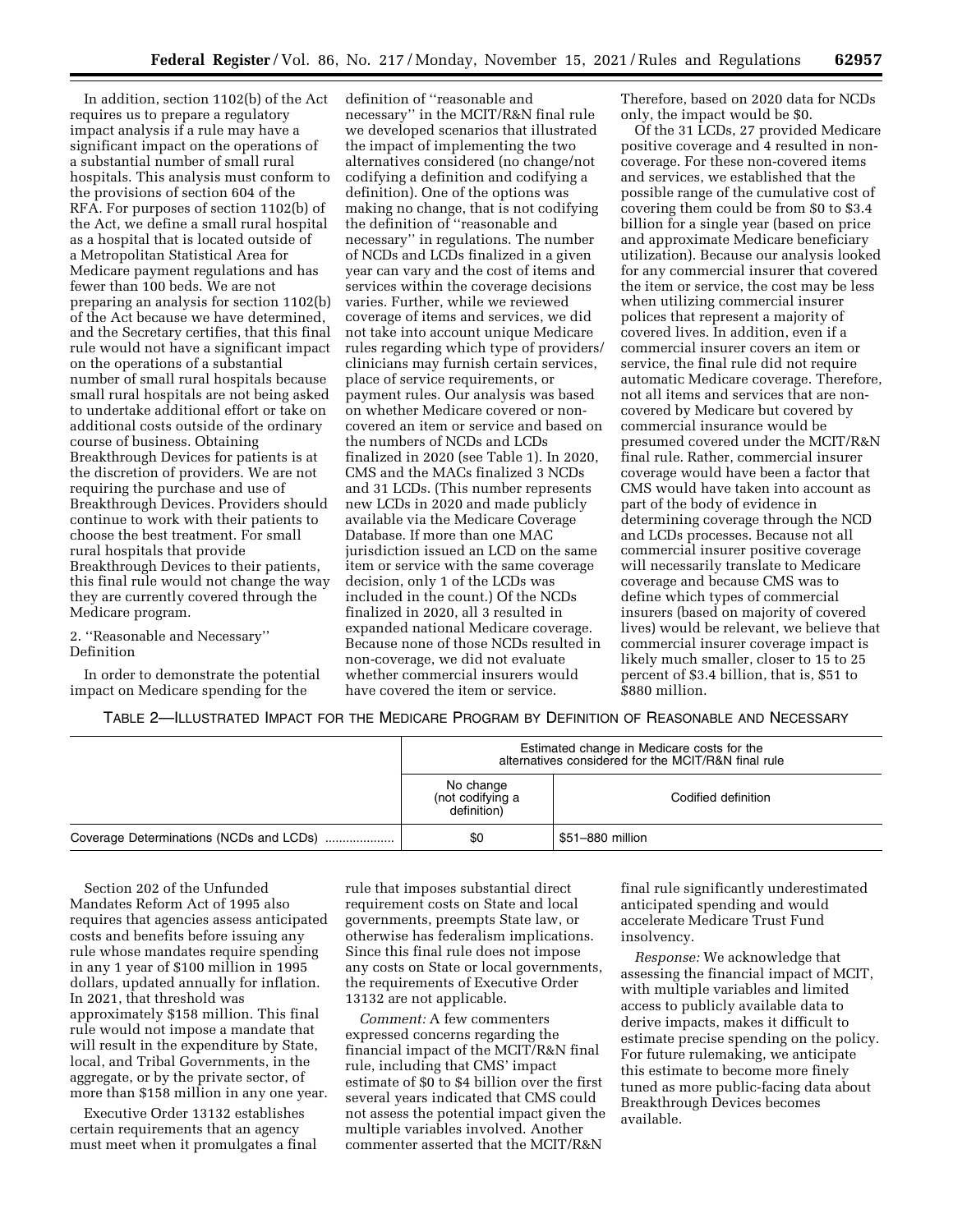In addition, section 1102(b) of the Act requires us to prepare a regulatory impact analysis if a rule may have a significant impact on the operations of a substantial number of small rural hospitals. This analysis must conform to the provisions of section 604 of the RFA. For purposes of section 1102(b) of the Act, we define a small rural hospital as a hospital that is located outside of a Metropolitan Statistical Area for Medicare payment regulations and has fewer than 100 beds. We are not preparing an analysis for section 1102(b) of the Act because we have determined, and the Secretary certifies, that this final rule would not have a significant impact on the operations of a substantial number of small rural hospitals because small rural hospitals are not being asked to undertake additional effort or take on additional costs outside of the ordinary course of business. Obtaining Breakthrough Devices for patients is at the discretion of providers. We are not requiring the purchase and use of Breakthrough Devices. Providers should continue to work with their patients to choose the best treatment. For small rural hospitals that provide Breakthrough Devices to their patients, this final rule would not change the way they are currently covered through the Medicare program.

2. ''Reasonable and Necessary'' Definition

In order to demonstrate the potential impact on Medicare spending for the definition of ''reasonable and necessary'' in the MCIT/R&N final rule we developed scenarios that illustrated the impact of implementing the two alternatives considered (no change/not codifying a definition and codifying a definition). One of the options was making no change, that is not codifying the definition of ''reasonable and necessary'' in regulations. The number of NCDs and LCDs finalized in a given year can vary and the cost of items and services within the coverage decisions varies. Further, while we reviewed coverage of items and services, we did not take into account unique Medicare rules regarding which type of providers/clinicians may furnish certain services, place of service requirements, or payment rules. Our analysis was based on whether Medicare covered or non-covered an item or service and based on the numbers of NCDs and LCDs finalized in 2020 (see Table 1). In 2020, CMS and the MACs finalized 3 NCDs and 31 LCDs. (This number represents new LCDs in 2020 and made publicly available via the Medicare Coverage Database. If more than one MAC jurisdiction issued an LCD on the same item or service with the same coverage decision, only 1 of the LCDs was included in the count.) Of the NCDs finalized in 2020, all 3 resulted in expanded national Medicare coverage. Because none of those NCDs resulted in non-coverage, we did not evaluate whether commercial insurers would have covered the item or service. Therefore, based on 2020 data for NCDs only, the impact would be $0.

Of the 31 LCDs, 27 provided Medicare positive coverage and 4 resulted in non-coverage. For these non-covered items and services, we established that the possible range of the cumulative cost of covering them could be from $0 to $3.4 billion for a single year (based on price and approximate Medicare beneficiary utilization). Because our analysis looked for any commercial insurer that covered the item or service, the cost may be less when utilizing commercial insurer polices that represent a majority of covered lives. In addition, even if a commercial insurer covers an item or service, the final rule did not require automatic Medicare coverage. Therefore, not all items and services that are non-covered by Medicare but covered by commercial insurance would be presumed covered under the MCIT/R&N final rule. Rather, commercial insurer coverage would have been a factor that CMS would have taken into account as part of the body of evidence in determining coverage through the NCD and LCDs processes. Because not all commercial insurer positive coverage will necessarily translate to Medicare coverage and because CMS was to define which types of commercial insurers (based on majority of covered lives) would be relevant, we believe that commercial insurer coverage impact is likely much smaller, closer to 15 to 25 percent of $3.4 billion, that is, $51 to $880 million.

TABLE 2—ILLUSTRATED IMPACT FOR THE MEDICARE PROGRAM BY DEFINITION OF REASONABLE AND NECESSARY

| | Estimated change in Medicare costs for the alternatives considered for the MCIT/R&N final rule | |
|---|---|---|
| | No change (not codifying a definition) | Codified definition |
| Coverage Determinations (NCDs and LCDs) | $0 | $51–880 million |

Section 202 of the Unfunded Mandates Reform Act of 1995 also requires that agencies assess anticipated costs and benefits before issuing any rule whose mandates require spending in any 1 year of $100 million in 1995 dollars, updated annually for inflation. In 2021, that threshold was approximately $158 million. This final rule would not impose a mandate that will result in the expenditure by State, local, and Tribal Governments, in the aggregate, or by the private sector, of more than $158 million in any one year.

Executive Order 13132 establishes certain requirements that an agency must meet when it promulgates a final rule that imposes substantial direct requirement costs on State and local governments, preempts State law, or otherwise has federalism implications. Since this final rule does not impose any costs on State or local governments, the requirements of Executive Order 13132 are not applicable.

*Comment:* A few commenters expressed concerns regarding the financial impact of the MCIT/R&N final rule, including that CMS' impact estimate of $0 to $4 billion over the first several years indicated that CMS could not assess the potential impact given the multiple variables involved. Another commenter asserted that the MCIT/R&N final rule significantly underestimated anticipated spending and would accelerate Medicare Trust Fund insolvency.

*Response:* We acknowledge that assessing the financial impact of MCIT, with multiple variables and limited access to publicly available data to derive impacts, makes it difficult to estimate precise spending on the policy. For future rulemaking, we anticipate this estimate to become more finely tuned as more public-facing data about Breakthrough Devices becomes available.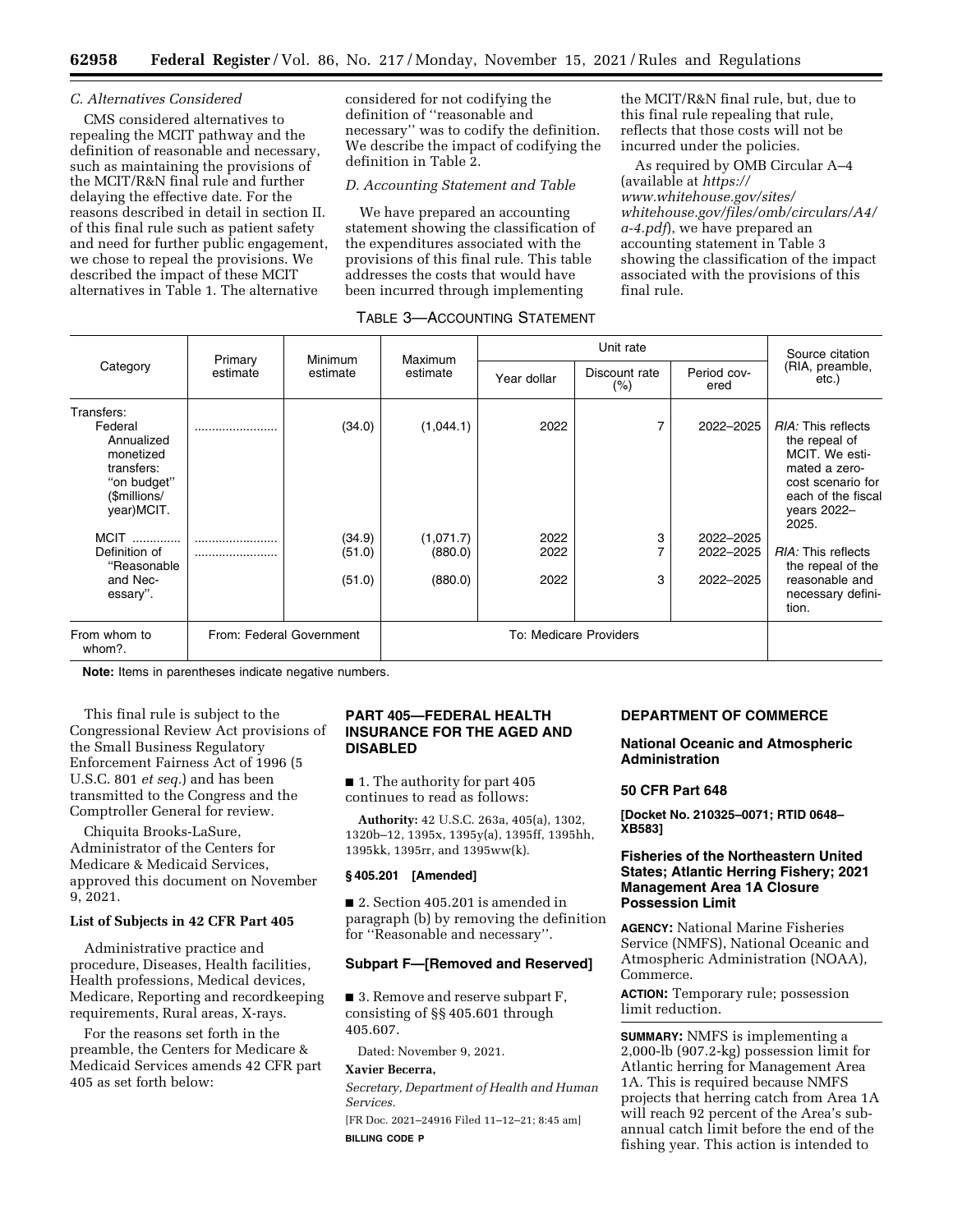### C. Alternatives Considered

CMS considered alternatives to repealing the MCIT pathway and the definition of reasonable and necessary, such as maintaining the provisions of the MCIT/R&N final rule and further delaying the effective date. For the reasons described in detail in section II. of this final rule such as patient safety and need for further public engagement, we chose to repeal the provisions. We described the impact of these MCIT alternatives in Table 1. The alternative considered for not codifying the definition of ''reasonable and necessary'' was to codify the definition. We describe the impact of codifying the definition in Table 2.

### D. Accounting Statement and Table

We have prepared an accounting statement showing the classification of the expenditures associated with the provisions of this final rule. This table addresses the costs that would have been incurred through implementing the MCIT/R&N final rule, but, due to this final rule repealing that rule, reflects that those costs will not be incurred under the policies.

As required by OMB Circular A–4 (available at *https://www.whitehouse.gov/sites/whitehouse.gov/files/omb/circulars/A4/a-4.pdf*), we have prepared an accounting statement in Table 3 showing the classification of the impact associated with the provisions of this final rule.

TABLE 3—ACCOUNTING STATEMENT

| Category | Primary estimate | Minimum estimate | Maximum estimate | Unit rate | | | Source citation (RIA, preamble, etc.) |
|---|---|---|---|---|---|---|---|
| | | | | Year dollar | Discount rate (%) | Period covered | |
| Transfers: | | | | | | | |
| Federal Annualized monetized transfers: ''on budget'' ($millions/year)MCIT. | ........................ | (34.0) | (1,044.1) | 2022 | 7 | 2022–2025 | *RIA:* This reflects the repeal of MCIT. We estimated a zero-cost scenario for each of the fiscal years 2022–2025. |
| MCIT ............. | ........................ | (34.9) | (1,071.7) | 2022 | 3 | 2022–2025 | |
| Definition of ''Reasonable and Necessary''. | ........................ | (51.0) | (880.0) | 2022 | 7 | 2022–2025 | *RIA:* This reflects the repeal of the reasonable and necessary definition. |
| | | (51.0) | (880.0) | 2022 | 3 | 2022–2025 | |
| From whom to whom?. | From: Federal Government | | To: Medicare Providers | | | | |

**Note:** Items in parentheses indicate negative numbers.

This final rule is subject to the Congressional Review Act provisions of the Small Business Regulatory Enforcement Fairness Act of 1996 (5 U.S.C. 801 *et seq.*) and has been transmitted to the Congress and the Comptroller General for review.

Chiquita Brooks-LaSure, Administrator of the Centers for Medicare & Medicaid Services, approved this document on November 9, 2021.

**List of Subjects in 42 CFR Part 405**

Administrative practice and procedure, Diseases, Health facilities, Health professions, Medical devices, Medicare, Reporting and recordkeeping requirements, Rural areas, X-rays.

For the reasons set forth in the preamble, the Centers for Medicare & Medicaid Services amends 42 CFR part 405 as set forth below:

## PART 405—FEDERAL HEALTH INSURANCE FOR THE AGED AND DISABLED

■ 1. The authority for part 405 continues to read as follows:

**Authority:** 42 U.S.C. 263a, 405(a), 1302, 1320b–12, 1395x, 1395y(a), 1395ff, 1395hh, 1395kk, 1395rr, and 1395ww(k).

**§ 405.201 [Amended]**

■ 2. Section 405.201 is amended in paragraph (b) by removing the definition for ''Reasonable and necessary''.

### Subpart F—[Removed and Reserved]

■ 3. Remove and reserve subpart F, consisting of §§ 405.601 through 405.607.

Dated: November 9, 2021.

**Xavier Becerra,**

*Secretary, Department of Health and Human Services.*

[FR Doc. 2021–24916 Filed 11–12–21; 8:45 am]

**BILLING CODE P**

## DEPARTMENT OF COMMERCE

### National Oceanic and Atmospheric Administration

### 50 CFR Part 648

**[Docket No. 210325–0071; RTID 0648–XB583]**

### Fisheries of the Northeastern United States; Atlantic Herring Fishery; 2021 Management Area 1A Closure Possession Limit

**AGENCY:** National Marine Fisheries Service (NMFS), National Oceanic and Atmospheric Administration (NOAA), Commerce.

**ACTION:** Temporary rule; possession limit reduction.

**SUMMARY:** NMFS is implementing a 2,000-lb (907.2-kg) possession limit for Atlantic herring for Management Area 1A. This is required because NMFS projects that herring catch from Area 1A will reach 92 percent of the Area's sub-annual catch limit before the end of the fishing year. This action is intended to